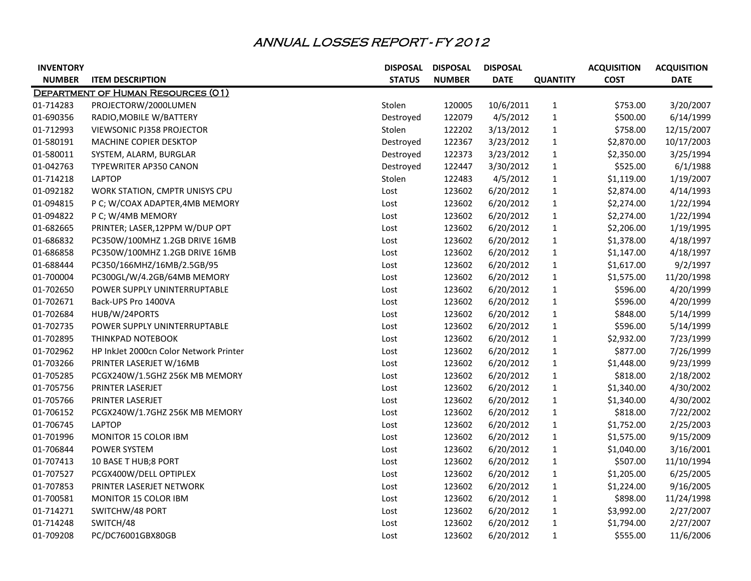# ANNUAL LOSSES REPORT - FY 2012

| INVENTORY NUMBER | ITEM DESCRIPTION | DISPOSAL STATUS | DISPOSAL NUMBER | DISPOSAL DATE | QUANTITY | ACQUISITION COST | ACQUISITION DATE |
|---|---|---|---|---|---|---|---|
| **Department of Human Resources (01)** | | | | | | | |
| 01-714283 | PROJECTORW/2000LUMEN | Stolen | 120005 | 10/6/2011 | 1 | $753.00 | 3/20/2007 |
| 01-690356 | RADIO,MOBILE W/BATTERY | Destroyed | 122079 | 4/5/2012 | 1 | $500.00 | 6/14/1999 |
| 01-712993 | VIEWSONIC PJ358 PROJECTOR | Stolen | 122202 | 3/13/2012 | 1 | $758.00 | 12/15/2007 |
| 01-580191 | MACHINE COPIER DESKTOP | Destroyed | 122367 | 3/23/2012 | 1 | $2,870.00 | 10/17/2003 |
| 01-580011 | SYSTEM, ALARM, BURGLAR | Destroyed | 122373 | 3/23/2012 | 1 | $2,350.00 | 3/25/1994 |
| 01-042763 | TYPEWRITER AP350 CANON | Destroyed | 122447 | 3/30/2012 | 1 | $525.00 | 6/1/1988 |
| 01-714218 | LAPTOP | Stolen | 122483 | 4/5/2012 | 1 | $1,119.00 | 1/19/2007 |
| 01-092182 | WORK STATION, CMPTR UNISYS CPU | Lost | 123602 | 6/20/2012 | 1 | $2,874.00 | 4/14/1993 |
| 01-094815 | P C; W/COAX ADAPTER,4MB MEMORY | Lost | 123602 | 6/20/2012 | 1 | $2,274.00 | 1/22/1994 |
| 01-094822 | P C; W/4MB MEMORY | Lost | 123602 | 6/20/2012 | 1 | $2,274.00 | 1/22/1994 |
| 01-682665 | PRINTER; LASER,12PPM W/DUP OPT | Lost | 123602 | 6/20/2012 | 1 | $2,206.00 | 1/19/1995 |
| 01-686832 | PC350W/100MHZ 1.2GB DRIVE 16MB | Lost | 123602 | 6/20/2012 | 1 | $1,378.00 | 4/18/1997 |
| 01-686858 | PC350W/100MHZ 1.2GB DRIVE 16MB | Lost | 123602 | 6/20/2012 | 1 | $1,147.00 | 4/18/1997 |
| 01-688444 | PC350/166MHZ/16MB/2.5GB/95 | Lost | 123602 | 6/20/2012 | 1 | $1,617.00 | 9/2/1997 |
| 01-700004 | PC300GL/W/4.2GB/64MB MEMORY | Lost | 123602 | 6/20/2012 | 1 | $1,575.00 | 11/20/1998 |
| 01-702650 | POWER SUPPLY UNINTERRUPTABLE | Lost | 123602 | 6/20/2012 | 1 | $596.00 | 4/20/1999 |
| 01-702671 | Back-UPS Pro 1400VA | Lost | 123602 | 6/20/2012 | 1 | $596.00 | 4/20/1999 |
| 01-702684 | HUB/W/24PORTS | Lost | 123602 | 6/20/2012 | 1 | $848.00 | 5/14/1999 |
| 01-702735 | POWER SUPPLY UNINTERRUPTABLE | Lost | 123602 | 6/20/2012 | 1 | $596.00 | 5/14/1999 |
| 01-702895 | THINKPAD NOTEBOOK | Lost | 123602 | 6/20/2012 | 1 | $2,932.00 | 7/23/1999 |
| 01-702962 | HP InkJet 2000cn Color Network Printer | Lost | 123602 | 6/20/2012 | 1 | $877.00 | 7/26/1999 |
| 01-703266 | PRINTER LASERJET W/16MB | Lost | 123602 | 6/20/2012 | 1 | $1,448.00 | 9/23/1999 |
| 01-705285 | PCGX240W/1.5GHZ 256K MB MEMORY | Lost | 123602 | 6/20/2012 | 1 | $818.00 | 2/18/2002 |
| 01-705756 | PRINTER LASERJET | Lost | 123602 | 6/20/2012 | 1 | $1,340.00 | 4/30/2002 |
| 01-705766 | PRINTER LASERJET | Lost | 123602 | 6/20/2012 | 1 | $1,340.00 | 4/30/2002 |
| 01-706152 | PCGX240W/1.7GHZ 256K MB MEMORY | Lost | 123602 | 6/20/2012 | 1 | $818.00 | 7/22/2002 |
| 01-706745 | LAPTOP | Lost | 123602 | 6/20/2012 | 1 | $1,752.00 | 2/25/2003 |
| 01-701996 | MONITOR 15 COLOR IBM | Lost | 123602 | 6/20/2012 | 1 | $1,575.00 | 9/15/2009 |
| 01-706844 | POWER SYSTEM | Lost | 123602 | 6/20/2012 | 1 | $1,040.00 | 3/16/2001 |
| 01-707413 | 10 BASE T HUB;8 PORT | Lost | 123602 | 6/20/2012 | 1 | $507.00 | 11/10/1994 |
| 01-707527 | PCGX400W/DELL OPTIPLEX | Lost | 123602 | 6/20/2012 | 1 | $1,205.00 | 6/25/2005 |
| 01-707853 | PRINTER LASERJET NETWORK | Lost | 123602 | 6/20/2012 | 1 | $1,224.00 | 9/16/2005 |
| 01-700581 | MONITOR 15 COLOR IBM | Lost | 123602 | 6/20/2012 | 1 | $898.00 | 11/24/1998 |
| 01-714271 | SWITCHW/48 PORT | Lost | 123602 | 6/20/2012 | 1 | $3,992.00 | 2/27/2007 |
| 01-714248 | SWITCH/48 | Lost | 123602 | 6/20/2012 | 1 | $1,794.00 | 2/27/2007 |
| 01-709208 | PC/DC76001GBX80GB | Lost | 123602 | 6/20/2012 | 1 | $555.00 | 11/6/2006 |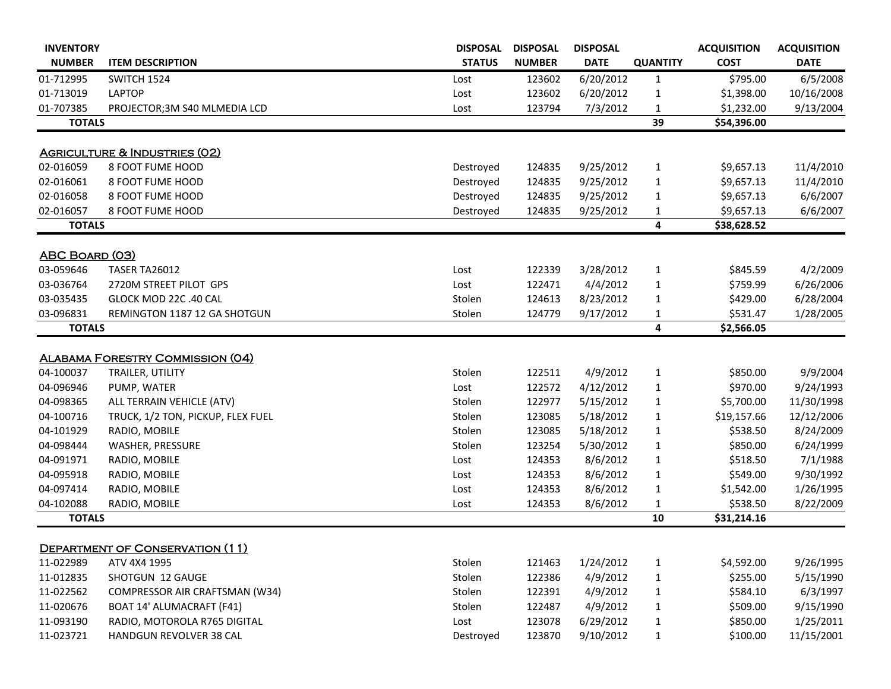| INVENTORY NUMBER | ITEM DESCRIPTION | DISPOSAL STATUS | DISPOSAL NUMBER | DISPOSAL DATE | QUANTITY | ACQUISITION COST | ACQUISITION DATE |
|---|---|---|---|---|---|---|---|
| 01-712995 | SWITCH 1524 | Lost | 123602 | 6/20/2012 | 1 | $795.00 | 6/5/2008 |
| 01-713019 | LAPTOP | Lost | 123602 | 6/20/2012 | 1 | $1,398.00 | 10/16/2008 |
| 01-707385 | PROJECTOR;3M S40 MLMEDIA LCD | Lost | 123794 | 7/3/2012 | 1 | $1,232.00 | 9/13/2004 |
| **TOTALS** | | | | | **39** | **$54,396.00** | |

## Agriculture & Industries (02)

| INVENTORY NUMBER | ITEM DESCRIPTION | DISPOSAL STATUS | DISPOSAL NUMBER | DISPOSAL DATE | QUANTITY | ACQUISITION COST | ACQUISITION DATE |
|---|---|---|---|---|---|---|---|
| 02-016059 | 8 FOOT FUME HOOD | Destroyed | 124835 | 9/25/2012 | 1 | $9,657.13 | 11/4/2010 |
| 02-016061 | 8 FOOT FUME HOOD | Destroyed | 124835 | 9/25/2012 | 1 | $9,657.13 | 11/4/2010 |
| 02-016058 | 8 FOOT FUME HOOD | Destroyed | 124835 | 9/25/2012 | 1 | $9,657.13 | 6/6/2007 |
| 02-016057 | 8 FOOT FUME HOOD | Destroyed | 124835 | 9/25/2012 | 1 | $9,657.13 | 6/6/2007 |
| **TOTALS** | | | | | **4** | **$38,628.52** | |

## ABC Board (03)

| INVENTORY NUMBER | ITEM DESCRIPTION | DISPOSAL STATUS | DISPOSAL NUMBER | DISPOSAL DATE | QUANTITY | ACQUISITION COST | ACQUISITION DATE |
|---|---|---|---|---|---|---|---|
| 03-059646 | TASER TA26012 | Lost | 122339 | 3/28/2012 | 1 | $845.59 | 4/2/2009 |
| 03-036764 | 2720M STREET PILOT GPS | Lost | 122471 | 4/4/2012 | 1 | $759.99 | 6/26/2006 |
| 03-035435 | GLOCK MOD 22C .40 CAL | Stolen | 124613 | 8/23/2012 | 1 | $429.00 | 6/28/2004 |
| 03-096831 | REMINGTON 1187 12 GA SHOTGUN | Stolen | 124779 | 9/17/2012 | 1 | $531.47 | 1/28/2005 |
| **TOTALS** | | | | | **4** | **$2,566.05** | |

## Alabama Forestry Commission (04)

| INVENTORY NUMBER | ITEM DESCRIPTION | DISPOSAL STATUS | DISPOSAL NUMBER | DISPOSAL DATE | QUANTITY | ACQUISITION COST | ACQUISITION DATE |
|---|---|---|---|---|---|---|---|
| 04-100037 | TRAILER, UTILITY | Stolen | 122511 | 4/9/2012 | 1 | $850.00 | 9/9/2004 |
| 04-096946 | PUMP, WATER | Lost | 122572 | 4/12/2012 | 1 | $970.00 | 9/24/1993 |
| 04-098365 | ALL TERRAIN VEHICLE (ATV) | Stolen | 122977 | 5/15/2012 | 1 | $5,700.00 | 11/30/1998 |
| 04-100716 | TRUCK, 1/2 TON, PICKUP, FLEX FUEL | Stolen | 123085 | 5/18/2012 | 1 | $19,157.66 | 12/12/2006 |
| 04-101929 | RADIO, MOBILE | Stolen | 123085 | 5/18/2012 | 1 | $538.50 | 8/24/2009 |
| 04-098444 | WASHER, PRESSURE | Stolen | 123254 | 5/30/2012 | 1 | $850.00 | 6/24/1999 |
| 04-091971 | RADIO, MOBILE | Lost | 124353 | 8/6/2012 | 1 | $518.50 | 7/1/1988 |
| 04-095918 | RADIO, MOBILE | Lost | 124353 | 8/6/2012 | 1 | $549.00 | 9/30/1992 |
| 04-097414 | RADIO, MOBILE | Lost | 124353 | 8/6/2012 | 1 | $1,542.00 | 1/26/1995 |
| 04-102088 | RADIO, MOBILE | Lost | 124353 | 8/6/2012 | 1 | $538.50 | 8/22/2009 |
| **TOTALS** | | | | | **10** | **$31,214.16** | |

## Department of Conservation (11)

| INVENTORY NUMBER | ITEM DESCRIPTION | DISPOSAL STATUS | DISPOSAL NUMBER | DISPOSAL DATE | QUANTITY | ACQUISITION COST | ACQUISITION DATE |
|---|---|---|---|---|---|---|---|
| 11-022989 | ATV 4X4 1995 | Stolen | 121463 | 1/24/2012 | 1 | $4,592.00 | 9/26/1995 |
| 11-012835 | SHOTGUN 12 GAUGE | Stolen | 122386 | 4/9/2012 | 1 | $255.00 | 5/15/1990 |
| 11-022562 | COMPRESSOR AIR CRAFTSMAN (W34) | Stolen | 122391 | 4/9/2012 | 1 | $584.10 | 6/3/1997 |
| 11-020676 | BOAT 14' ALUMACRAFT (F41) | Stolen | 122487 | 4/9/2012 | 1 | $509.00 | 9/15/1990 |
| 11-093190 | RADIO, MOTOROLA R765 DIGITAL | Lost | 123078 | 6/29/2012 | 1 | $850.00 | 1/25/2011 |
| 11-023721 | HANDGUN REVOLVER 38 CAL | Destroyed | 123870 | 9/10/2012 | 1 | $100.00 | 11/15/2001 |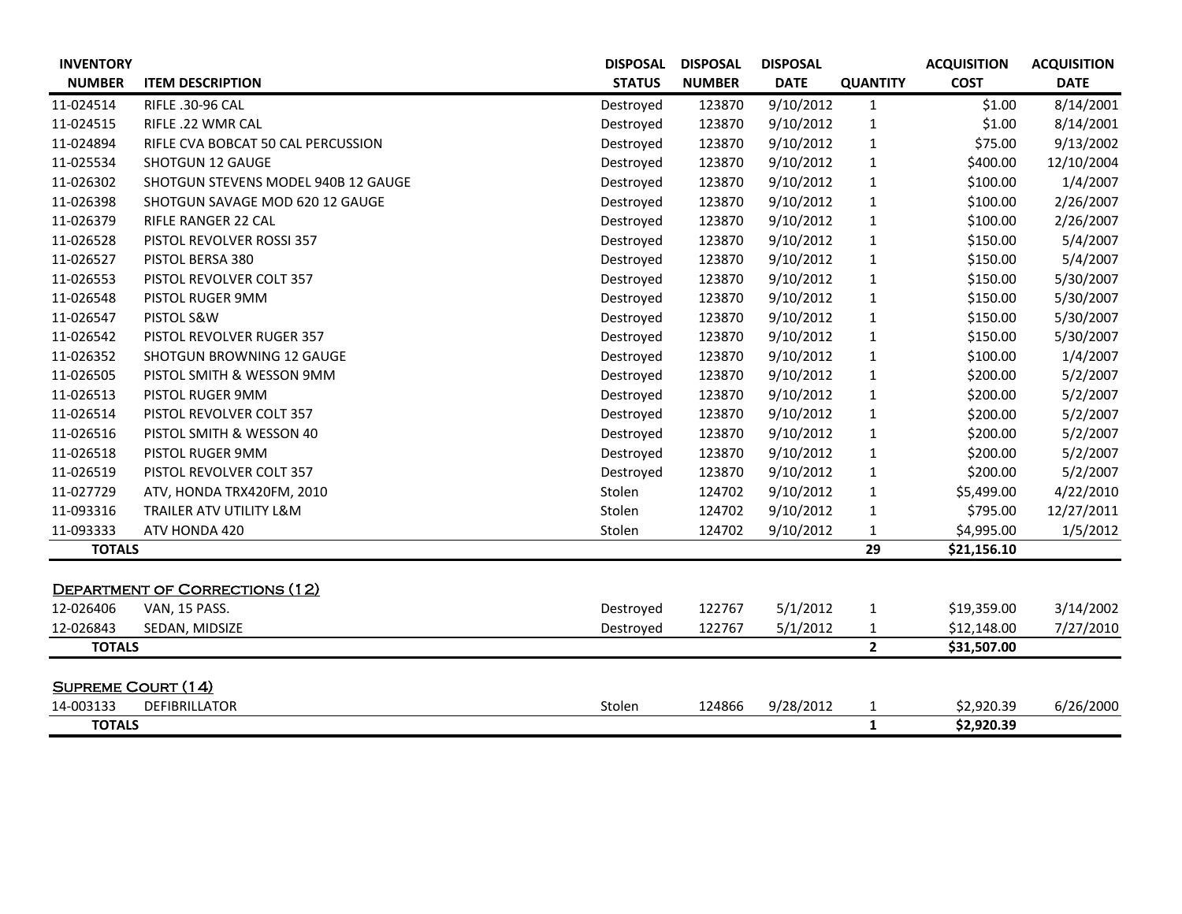| INVENTORY NUMBER | ITEM DESCRIPTION | DISPOSAL STATUS | DISPOSAL NUMBER | DISPOSAL DATE | QUANTITY | ACQUISITION COST | ACQUISITION DATE |
|---|---|---|---|---|---|---|---|
| 11-024514 | RIFLE .30-96 CAL | Destroyed | 123870 | 9/10/2012 | 1 | $1.00 | 8/14/2001 |
| 11-024515 | RIFLE .22 WMR CAL | Destroyed | 123870 | 9/10/2012 | 1 | $1.00 | 8/14/2001 |
| 11-024894 | RIFLE CVA BOBCAT 50 CAL PERCUSSION | Destroyed | 123870 | 9/10/2012 | 1 | $75.00 | 9/13/2002 |
| 11-025534 | SHOTGUN 12 GAUGE | Destroyed | 123870 | 9/10/2012 | 1 | $400.00 | 12/10/2004 |
| 11-026302 | SHOTGUN STEVENS MODEL 940B 12 GAUGE | Destroyed | 123870 | 9/10/2012 | 1 | $100.00 | 1/4/2007 |
| 11-026398 | SHOTGUN SAVAGE MOD 620 12 GAUGE | Destroyed | 123870 | 9/10/2012 | 1 | $100.00 | 2/26/2007 |
| 11-026379 | RIFLE RANGER 22 CAL | Destroyed | 123870 | 9/10/2012 | 1 | $100.00 | 2/26/2007 |
| 11-026528 | PISTOL REVOLVER ROSSI 357 | Destroyed | 123870 | 9/10/2012 | 1 | $150.00 | 5/4/2007 |
| 11-026527 | PISTOL BERSA 380 | Destroyed | 123870 | 9/10/2012 | 1 | $150.00 | 5/4/2007 |
| 11-026553 | PISTOL REVOLVER COLT 357 | Destroyed | 123870 | 9/10/2012 | 1 | $150.00 | 5/30/2007 |
| 11-026548 | PISTOL RUGER 9MM | Destroyed | 123870 | 9/10/2012 | 1 | $150.00 | 5/30/2007 |
| 11-026547 | PISTOL S&W | Destroyed | 123870 | 9/10/2012 | 1 | $150.00 | 5/30/2007 |
| 11-026542 | PISTOL REVOLVER RUGER 357 | Destroyed | 123870 | 9/10/2012 | 1 | $150.00 | 5/30/2007 |
| 11-026352 | SHOTGUN BROWNING 12 GAUGE | Destroyed | 123870 | 9/10/2012 | 1 | $100.00 | 1/4/2007 |
| 11-026505 | PISTOL SMITH & WESSON 9MM | Destroyed | 123870 | 9/10/2012 | 1 | $200.00 | 5/2/2007 |
| 11-026513 | PISTOL RUGER 9MM | Destroyed | 123870 | 9/10/2012 | 1 | $200.00 | 5/2/2007 |
| 11-026514 | PISTOL REVOLVER COLT 357 | Destroyed | 123870 | 9/10/2012 | 1 | $200.00 | 5/2/2007 |
| 11-026516 | PISTOL SMITH & WESSON 40 | Destroyed | 123870 | 9/10/2012 | 1 | $200.00 | 5/2/2007 |
| 11-026518 | PISTOL RUGER 9MM | Destroyed | 123870 | 9/10/2012 | 1 | $200.00 | 5/2/2007 |
| 11-026519 | PISTOL REVOLVER COLT 357 | Destroyed | 123870 | 9/10/2012 | 1 | $200.00 | 5/2/2007 |
| 11-027729 | ATV, HONDA TRX420FM, 2010 | Stolen | 124702 | 9/10/2012 | 1 | $5,499.00 | 4/22/2010 |
| 11-093316 | TRAILER ATV UTILITY L&M | Stolen | 124702 | 9/10/2012 | 1 | $795.00 | 12/27/2011 |
| 11-093333 | ATV HONDA 420 | Stolen | 124702 | 9/10/2012 | 1 | $4,995.00 | 1/5/2012 |
| **TOTALS** | | | | | **29** | **$21,156.10** | |

**DEPARTMENT OF CORRECTIONS (12)**

| INVENTORY NUMBER | ITEM DESCRIPTION | DISPOSAL STATUS | DISPOSAL NUMBER | DISPOSAL DATE | QUANTITY | ACQUISITION COST | ACQUISITION DATE |
|---|---|---|---|---|---|---|---|
| 12-026406 | VAN, 15 PASS. | Destroyed | 122767 | 5/1/2012 | 1 | $19,359.00 | 3/14/2002 |
| 12-026843 | SEDAN, MIDSIZE | Destroyed | 122767 | 5/1/2012 | 1 | $12,148.00 | 7/27/2010 |
| **TOTALS** | | | | | **2** | **$31,507.00** | |

**SUPREME COURT (14)**

| INVENTORY NUMBER | ITEM DESCRIPTION | DISPOSAL STATUS | DISPOSAL NUMBER | DISPOSAL DATE | QUANTITY | ACQUISITION COST | ACQUISITION DATE |
|---|---|---|---|---|---|---|---|
| 14-003133 | DEFIBRILLATOR | Stolen | 124866 | 9/28/2012 | 1 | $2,920.39 | 6/26/2000 |
| **TOTALS** | | | | | **1** | **$2,920.39** | |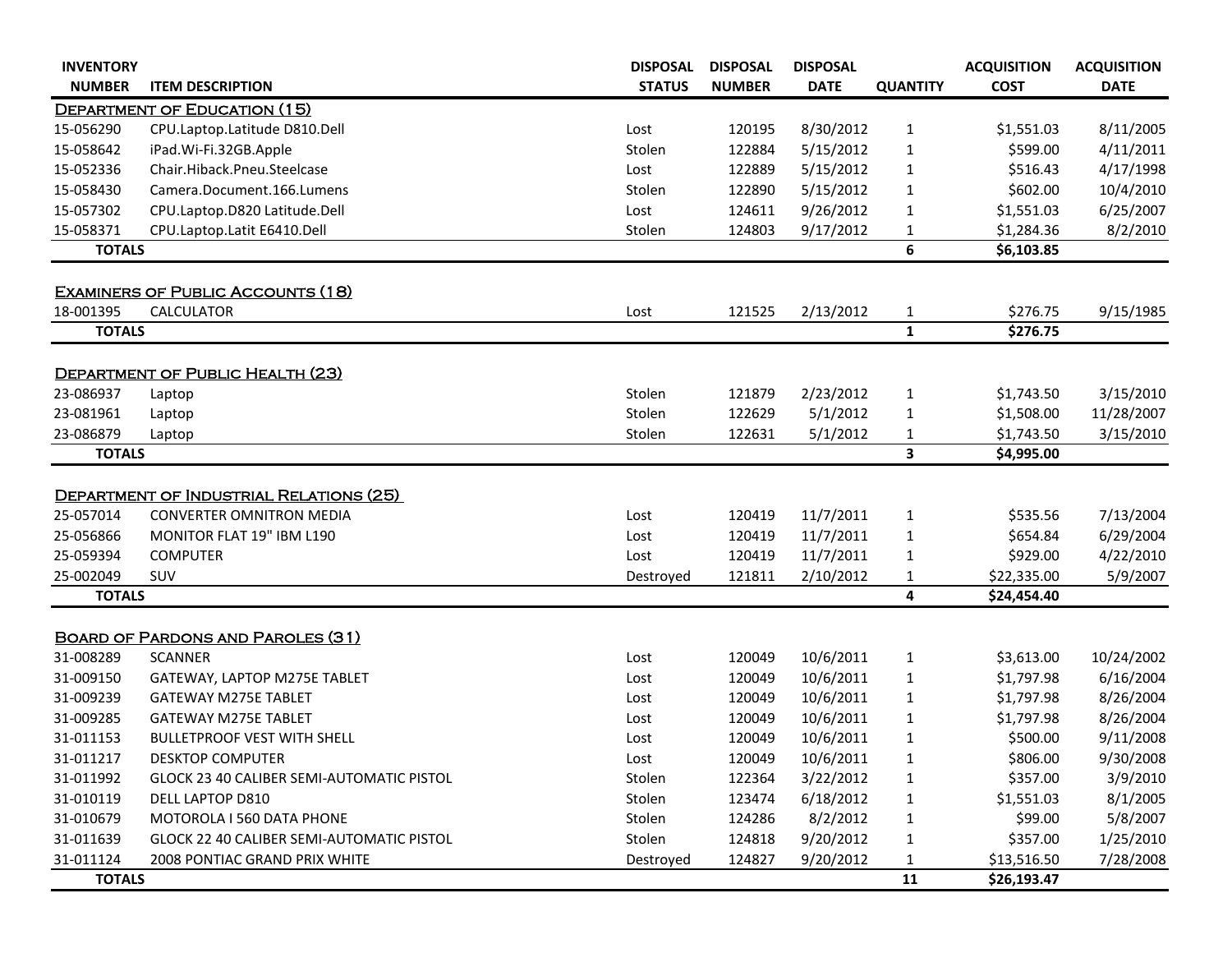| INVENTORY NUMBER | ITEM DESCRIPTION | DISPOSAL STATUS | DISPOSAL NUMBER | DISPOSAL DATE | QUANTITY | ACQUISITION COST | ACQUISITION DATE |
|---|---|---|---|---|---|---|---|
| **DEPARTMENT OF EDUCATION (15)** | | | | | | | |
| 15-056290 | CPU.Laptop.Latitude D810.Dell | Lost | 120195 | 8/30/2012 | 1 | $1,551.03 | 8/11/2005 |
| 15-058642 | iPad.Wi-Fi.32GB.Apple | Stolen | 122884 | 5/15/2012 | 1 | $599.00 | 4/11/2011 |
| 15-052336 | Chair.Hiback.Pneu.Steelcase | Lost | 122889 | 5/15/2012 | 1 | $516.43 | 4/17/1998 |
| 15-058430 | Camera.Document.166.Lumens | Stolen | 122890 | 5/15/2012 | 1 | $602.00 | 10/4/2010 |
| 15-057302 | CPU.Laptop.D820 Latitude.Dell | Lost | 124611 | 9/26/2012 | 1 | $1,551.03 | 6/25/2007 |
| 15-058371 | CPU.Laptop.Latit E6410.Dell | Stolen | 124803 | 9/17/2012 | 1 | $1,284.36 | 8/2/2010 |
| **TOTALS** | | | | | **6** | **$6,103.85** | |
| **EXAMINERS OF PUBLIC ACCOUNTS (18)** | | | | | | | |
| 18-001395 | CALCULATOR | Lost | 121525 | 2/13/2012 | 1 | $276.75 | 9/15/1985 |
| **TOTALS** | | | | | **1** | **$276.75** | |
| **DEPARTMENT OF PUBLIC HEALTH (23)** | | | | | | | |
| 23-086937 | Laptop | Stolen | 121879 | 2/23/2012 | 1 | $1,743.50 | 3/15/2010 |
| 23-081961 | Laptop | Stolen | 122629 | 5/1/2012 | 1 | $1,508.00 | 11/28/2007 |
| 23-086879 | Laptop | Stolen | 122631 | 5/1/2012 | 1 | $1,743.50 | 3/15/2010 |
| **TOTALS** | | | | | **3** | **$4,995.00** | |
| **DEPARTMENT OF INDUSTRIAL RELATIONS (25)** | | | | | | | |
| 25-057014 | CONVERTER OMNITRON MEDIA | Lost | 120419 | 11/7/2011 | 1 | $535.56 | 7/13/2004 |
| 25-056866 | MONITOR FLAT 19" IBM L190 | Lost | 120419 | 11/7/2011 | 1 | $654.84 | 6/29/2004 |
| 25-059394 | COMPUTER | Lost | 120419 | 11/7/2011 | 1 | $929.00 | 4/22/2010 |
| 25-002049 | SUV | Destroyed | 121811 | 2/10/2012 | 1 | $22,335.00 | 5/9/2007 |
| **TOTALS** | | | | | **4** | **$24,454.40** | |
| **BOARD OF PARDONS AND PAROLES (31)** | | | | | | | |
| 31-008289 | SCANNER | Lost | 120049 | 10/6/2011 | 1 | $3,613.00 | 10/24/2002 |
| 31-009150 | GATEWAY, LAPTOP M275E TABLET | Lost | 120049 | 10/6/2011 | 1 | $1,797.98 | 6/16/2004 |
| 31-009239 | GATEWAY M275E TABLET | Lost | 120049 | 10/6/2011 | 1 | $1,797.98 | 8/26/2004 |
| 31-009285 | GATEWAY M275E TABLET | Lost | 120049 | 10/6/2011 | 1 | $1,797.98 | 8/26/2004 |
| 31-011153 | BULLETPROOF VEST WITH SHELL | Lost | 120049 | 10/6/2011 | 1 | $500.00 | 9/11/2008 |
| 31-011217 | DESKTOP COMPUTER | Lost | 120049 | 10/6/2011 | 1 | $806.00 | 9/30/2008 |
| 31-011992 | GLOCK 23 40 CALIBER SEMI-AUTOMATIC PISTOL | Stolen | 122364 | 3/22/2012 | 1 | $357.00 | 3/9/2010 |
| 31-010119 | DELL LAPTOP D810 | Stolen | 123474 | 6/18/2012 | 1 | $1,551.03 | 8/1/2005 |
| 31-010679 | MOTOROLA I 560 DATA PHONE | Stolen | 124286 | 8/2/2012 | 1 | $99.00 | 5/8/2007 |
| 31-011639 | GLOCK 22 40 CALIBER SEMI-AUTOMATIC PISTOL | Stolen | 124818 | 9/20/2012 | 1 | $357.00 | 1/25/2010 |
| 31-011124 | 2008 PONTIAC GRAND PRIX WHITE | Destroyed | 124827 | 9/20/2012 | 1 | $13,516.50 | 7/28/2008 |
| **TOTALS** | | | | | **11** | **$26,193.47** | |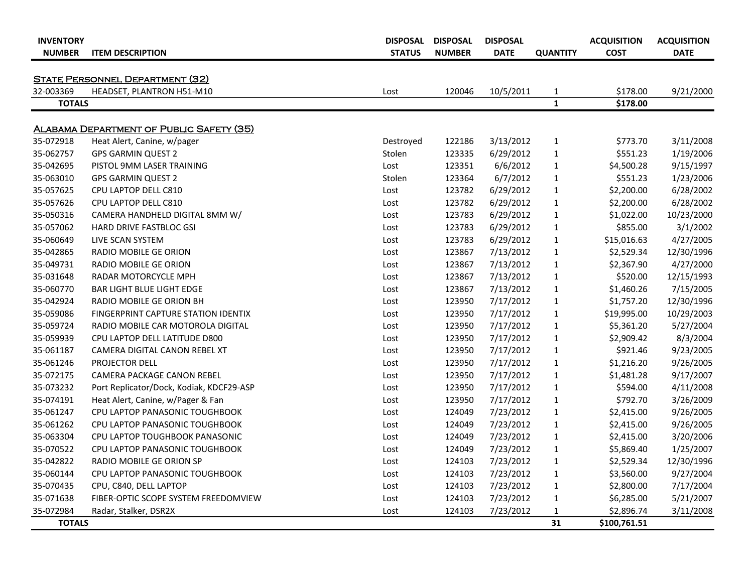| INVENTORY NUMBER | ITEM DESCRIPTION | DISPOSAL STATUS | DISPOSAL NUMBER | DISPOSAL DATE | QUANTITY | ACQUISITION COST | ACQUISITION DATE |
|---|---|---|---|---|---|---|---|
| **STATE PERSONNEL DEPARTMENT (32)** | | | | | | | |
| 32-003369 | HEADSET, PLANTRON H51-M10 | Lost | 120046 | 10/5/2011 | 1 | $178.00 | 9/21/2000 |
| **TOTALS** | | | | | **1** | **$178.00** | |
| **ALABAMA DEPARTMENT OF PUBLIC SAFETY (35)** | | | | | | | |
| 35-072918 | Heat Alert, Canine, w/pager | Destroyed | 122186 | 3/13/2012 | 1 | $773.70 | 3/11/2008 |
| 35-062757 | GPS GARMIN QUEST 2 | Stolen | 123335 | 6/29/2012 | 1 | $551.23 | 1/19/2006 |
| 35-042695 | PISTOL 9MM LASER TRAINING | Lost | 123351 | 6/6/2012 | 1 | $4,500.28 | 9/15/1997 |
| 35-063010 | GPS GARMIN QUEST 2 | Stolen | 123364 | 6/7/2012 | 1 | $551.23 | 1/23/2006 |
| 35-057625 | CPU LAPTOP DELL C810 | Lost | 123782 | 6/29/2012 | 1 | $2,200.00 | 6/28/2002 |
| 35-057626 | CPU LAPTOP DELL C810 | Lost | 123782 | 6/29/2012 | 1 | $2,200.00 | 6/28/2002 |
| 35-050316 | CAMERA HANDHELD DIGITAL 8MM W/ | Lost | 123783 | 6/29/2012 | 1 | $1,022.00 | 10/23/2000 |
| 35-057062 | HARD DRIVE FASTBLOC GSI | Lost | 123783 | 6/29/2012 | 1 | $855.00 | 3/1/2002 |
| 35-060649 | LIVE SCAN SYSTEM | Lost | 123783 | 6/29/2012 | 1 | $15,016.63 | 4/27/2005 |
| 35-042865 | RADIO MOBILE GE ORION | Lost | 123867 | 7/13/2012 | 1 | $2,529.34 | 12/30/1996 |
| 35-049731 | RADIO MOBILE GE ORION | Lost | 123867 | 7/13/2012 | 1 | $2,367.90 | 4/27/2000 |
| 35-031648 | RADAR MOTORCYCLE MPH | Lost | 123867 | 7/13/2012 | 1 | $520.00 | 12/15/1993 |
| 35-060770 | BAR LIGHT BLUE LIGHT EDGE | Lost | 123867 | 7/13/2012 | 1 | $1,460.26 | 7/15/2005 |
| 35-042924 | RADIO MOBILE GE ORION BH | Lost | 123950 | 7/17/2012 | 1 | $1,757.20 | 12/30/1996 |
| 35-059086 | FINGERPRINT CAPTURE STATION IDENTIX | Lost | 123950 | 7/17/2012 | 1 | $19,995.00 | 10/29/2003 |
| 35-059724 | RADIO MOBILE CAR MOTOROLA DIGITAL | Lost | 123950 | 7/17/2012 | 1 | $5,361.20 | 5/27/2004 |
| 35-059939 | CPU LAPTOP DELL LATITUDE D800 | Lost | 123950 | 7/17/2012 | 1 | $2,909.42 | 8/3/2004 |
| 35-061187 | CAMERA DIGITAL CANON REBEL XT | Lost | 123950 | 7/17/2012 | 1 | $921.46 | 9/23/2005 |
| 35-061246 | PROJECTOR DELL | Lost | 123950 | 7/17/2012 | 1 | $1,216.20 | 9/26/2005 |
| 35-072175 | CAMERA PACKAGE CANON REBEL | Lost | 123950 | 7/17/2012 | 1 | $1,481.28 | 9/17/2007 |
| 35-073232 | Port Replicator/Dock, Kodiak, KDCF29-ASP | Lost | 123950 | 7/17/2012 | 1 | $594.00 | 4/11/2008 |
| 35-074191 | Heat Alert, Canine, w/Pager & Fan | Lost | 123950 | 7/17/2012 | 1 | $792.70 | 3/26/2009 |
| 35-061247 | CPU LAPTOP PANASONIC TOUGHBOOK | Lost | 124049 | 7/23/2012 | 1 | $2,415.00 | 9/26/2005 |
| 35-061262 | CPU LAPTOP PANASONIC TOUGHBOOK | Lost | 124049 | 7/23/2012 | 1 | $2,415.00 | 9/26/2005 |
| 35-063304 | CPU LAPTOP TOUGHBOOK PANASONIC | Lost | 124049 | 7/23/2012 | 1 | $2,415.00 | 3/20/2006 |
| 35-070522 | CPU LAPTOP PANASONIC TOUGHBOOK | Lost | 124049 | 7/23/2012 | 1 | $5,869.40 | 1/25/2007 |
| 35-042822 | RADIO MOBILE GE ORION SP | Lost | 124103 | 7/23/2012 | 1 | $2,529.34 | 12/30/1996 |
| 35-060144 | CPU LAPTOP PANASONIC TOUGHBOOK | Lost | 124103 | 7/23/2012 | 1 | $3,560.00 | 9/27/2004 |
| 35-070435 | CPU, C840, DELL LAPTOP | Lost | 124103 | 7/23/2012 | 1 | $2,800.00 | 7/17/2004 |
| 35-071638 | FIBER-OPTIC SCOPE SYSTEM FREEDOMVIEW | Lost | 124103 | 7/23/2012 | 1 | $6,285.00 | 5/21/2007 |
| 35-072984 | Radar, Stalker, DSR2X | Lost | 124103 | 7/23/2012 | 1 | $2,896.74 | 3/11/2008 |
| **TOTALS** | | | | | **31** | **$100,761.51** | |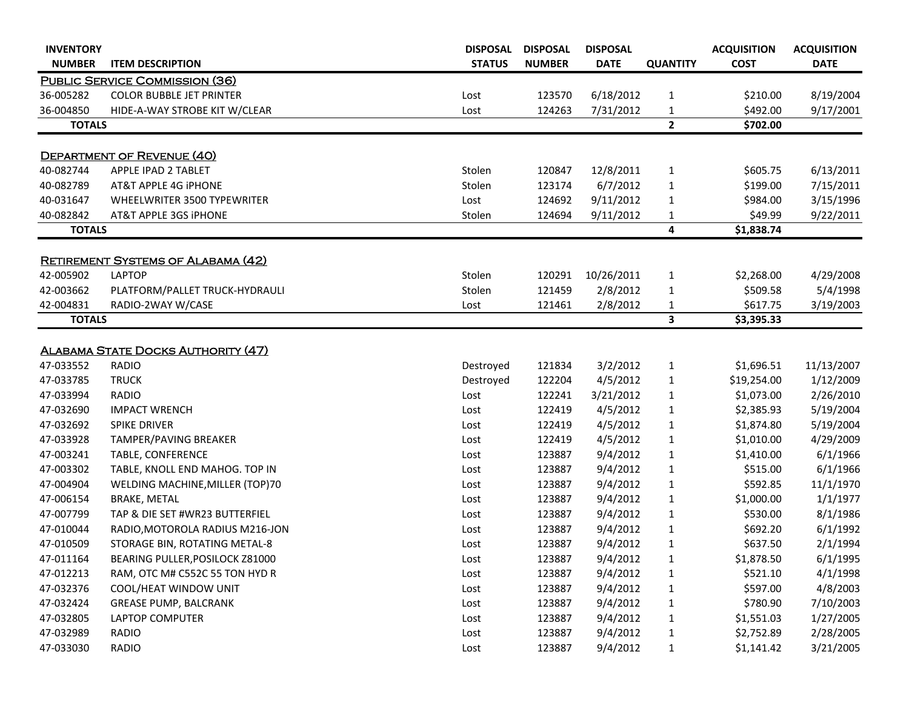| INVENTORY NUMBER | ITEM DESCRIPTION | DISPOSAL STATUS | DISPOSAL NUMBER | DISPOSAL DATE | QUANTITY | ACQUISITION COST | ACQUISITION DATE |
|---|---|---|---|---|---|---|---|
| **PUBLIC SERVICE COMMISSION (36)** | | | | | | | |
| 36-005282 | COLOR BUBBLE JET PRINTER | Lost | 123570 | 6/18/2012 | 1 | $210.00 | 8/19/2004 |
| 36-004850 | HIDE-A-WAY STROBE KIT W/CLEAR | Lost | 124263 | 7/31/2012 | 1 | $492.00 | 9/17/2001 |
| **TOTALS** | | | | | **2** | **$702.00** | |
| **DEPARTMENT OF REVENUE (40)** | | | | | | | |
| 40-082744 | APPLE IPAD 2 TABLET | Stolen | 120847 | 12/8/2011 | 1 | $605.75 | 6/13/2011 |
| 40-082789 | AT&T APPLE 4G iPHONE | Stolen | 123174 | 6/7/2012 | 1 | $199.00 | 7/15/2011 |
| 40-031647 | WHEELWRITER 3500 TYPEWRITER | Lost | 124692 | 9/11/2012 | 1 | $984.00 | 3/15/1996 |
| 40-082842 | AT&T APPLE 3GS iPHONE | Stolen | 124694 | 9/11/2012 | 1 | $49.99 | 9/22/2011 |
| **TOTALS** | | | | | **4** | **$1,838.74** | |
| **RETIREMENT SYSTEMS OF ALABAMA (42)** | | | | | | | |
| 42-005902 | LAPTOP | Stolen | 120291 | 10/26/2011 | 1 | $2,268.00 | 4/29/2008 |
| 42-003662 | PLATFORM/PALLET TRUCK-HYDRAULI | Stolen | 121459 | 2/8/2012 | 1 | $509.58 | 5/4/1998 |
| 42-004831 | RADIO-2WAY W/CASE | Lost | 121461 | 2/8/2012 | 1 | $617.75 | 3/19/2003 |
| **TOTALS** | | | | | **3** | **$3,395.33** | |
| **ALABAMA STATE DOCKS AUTHORITY (47)** | | | | | | | |
| 47-033552 | RADIO | Destroyed | 121834 | 3/2/2012 | 1 | $1,696.51 | 11/13/2007 |
| 47-033785 | TRUCK | Destroyed | 122204 | 4/5/2012 | 1 | $19,254.00 | 1/12/2009 |
| 47-033994 | RADIO | Lost | 122241 | 3/21/2012 | 1 | $1,073.00 | 2/26/2010 |
| 47-032690 | IMPACT WRENCH | Lost | 122419 | 4/5/2012 | 1 | $2,385.93 | 5/19/2004 |
| 47-032692 | SPIKE DRIVER | Lost | 122419 | 4/5/2012 | 1 | $1,874.80 | 5/19/2004 |
| 47-033928 | TAMPER/PAVING BREAKER | Lost | 122419 | 4/5/2012 | 1 | $1,010.00 | 4/29/2009 |
| 47-003241 | TABLE, CONFERENCE | Lost | 123887 | 9/4/2012 | 1 | $1,410.00 | 6/1/1966 |
| 47-003302 | TABLE, KNOLL END MAHOG. TOP IN | Lost | 123887 | 9/4/2012 | 1 | $515.00 | 6/1/1966 |
| 47-004904 | WELDING MACHINE,MILLER (TOP)70 | Lost | 123887 | 9/4/2012 | 1 | $592.85 | 11/1/1970 |
| 47-006154 | BRAKE, METAL | Lost | 123887 | 9/4/2012 | 1 | $1,000.00 | 1/1/1977 |
| 47-007799 | TAP & DIE SET #WR23 BUTTERFIEL | Lost | 123887 | 9/4/2012 | 1 | $530.00 | 8/1/1986 |
| 47-010044 | RADIO,MOTOROLA RADIUS M216-JON | Lost | 123887 | 9/4/2012 | 1 | $692.20 | 6/1/1992 |
| 47-010509 | STORAGE BIN, ROTATING METAL-8 | Lost | 123887 | 9/4/2012 | 1 | $637.50 | 2/1/1994 |
| 47-011164 | BEARING PULLER,POSILOCK Z81000 | Lost | 123887 | 9/4/2012 | 1 | $1,878.50 | 6/1/1995 |
| 47-012213 | RAM, OTC M# C552C 55 TON HYD R | Lost | 123887 | 9/4/2012 | 1 | $521.10 | 4/1/1998 |
| 47-032376 | COOL/HEAT WINDOW UNIT | Lost | 123887 | 9/4/2012 | 1 | $597.00 | 4/8/2003 |
| 47-032424 | GREASE PUMP, BALCRANK | Lost | 123887 | 9/4/2012 | 1 | $780.90 | 7/10/2003 |
| 47-032805 | LAPTOP COMPUTER | Lost | 123887 | 9/4/2012 | 1 | $1,551.03 | 1/27/2005 |
| 47-032989 | RADIO | Lost | 123887 | 9/4/2012 | 1 | $2,752.89 | 2/28/2005 |
| 47-033030 | RADIO | Lost | 123887 | 9/4/2012 | 1 | $1,141.42 | 3/21/2005 |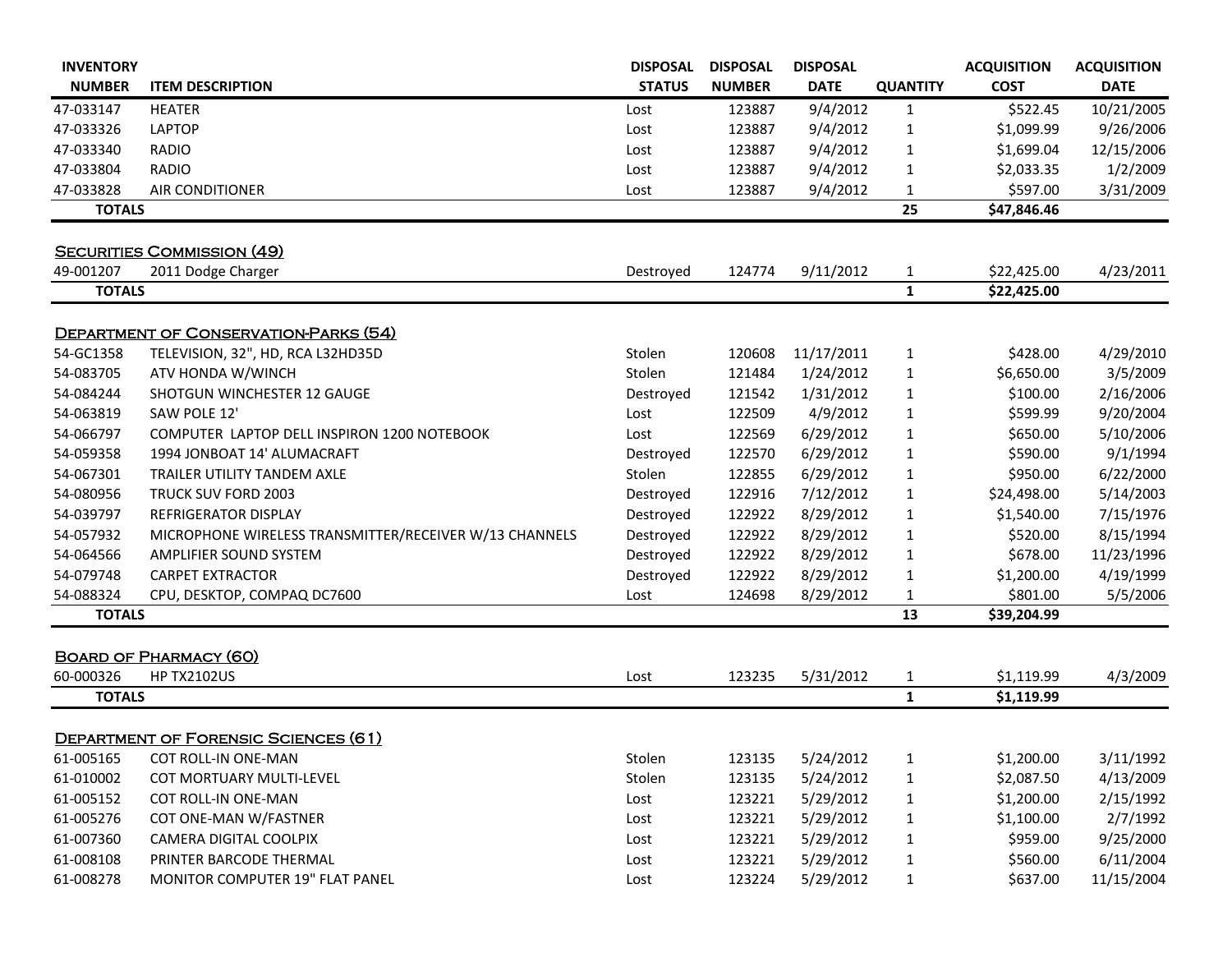| INVENTORY NUMBER | ITEM DESCRIPTION | DISPOSAL STATUS | DISPOSAL NUMBER | DISPOSAL DATE | QUANTITY | ACQUISITION COST | ACQUISITION DATE |
|---|---|---|---|---|---|---|---|
| 47-033147 | HEATER | Lost | 123887 | 9/4/2012 | 1 | $522.45 | 10/21/2005 |
| 47-033326 | LAPTOP | Lost | 123887 | 9/4/2012 | 1 | $1,099.99 | 9/26/2006 |
| 47-033340 | RADIO | Lost | 123887 | 9/4/2012 | 1 | $1,699.04 | 12/15/2006 |
| 47-033804 | RADIO | Lost | 123887 | 9/4/2012 | 1 | $2,033.35 | 1/2/2009 |
| 47-033828 | AIR CONDITIONER | Lost | 123887 | 9/4/2012 | 1 | $597.00 | 3/31/2009 |
| **TOTALS** | | | | | **25** | **$47,846.46** | |

## Securities Commission (49)

| INVENTORY NUMBER | ITEM DESCRIPTION | DISPOSAL STATUS | DISPOSAL NUMBER | DISPOSAL DATE | QUANTITY | ACQUISITION COST | ACQUISITION DATE |
|---|---|---|---|---|---|---|---|
| 49-001207 | 2011 Dodge Charger | Destroyed | 124774 | 9/11/2012 | 1 | $22,425.00 | 4/23/2011 |
| **TOTALS** | | | | | **1** | **$22,425.00** | |

## Department of Conservation-Parks (54)

| INVENTORY NUMBER | ITEM DESCRIPTION | DISPOSAL STATUS | DISPOSAL NUMBER | DISPOSAL DATE | QUANTITY | ACQUISITION COST | ACQUISITION DATE |
|---|---|---|---|---|---|---|---|
| 54-GC1358 | TELEVISION, 32", HD, RCA L32HD35D | Stolen | 120608 | 11/17/2011 | 1 | $428.00 | 4/29/2010 |
| 54-083705 | ATV HONDA W/WINCH | Stolen | 121484 | 1/24/2012 | 1 | $6,650.00 | 3/5/2009 |
| 54-084244 | SHOTGUN WINCHESTER 12 GAUGE | Destroyed | 121542 | 1/31/2012 | 1 | $100.00 | 2/16/2006 |
| 54-063819 | SAW POLE 12' | Lost | 122509 | 4/9/2012 | 1 | $599.99 | 9/20/2004 |
| 54-066797 | COMPUTER LAPTOP DELL INSPIRON 1200 NOTEBOOK | Lost | 122569 | 6/29/2012 | 1 | $650.00 | 5/10/2006 |
| 54-059358 | 1994 JONBOAT 14' ALUMACRAFT | Destroyed | 122570 | 6/29/2012 | 1 | $590.00 | 9/1/1994 |
| 54-067301 | TRAILER UTILITY TANDEM AXLE | Stolen | 122855 | 6/29/2012 | 1 | $950.00 | 6/22/2000 |
| 54-080956 | TRUCK SUV FORD 2003 | Destroyed | 122916 | 7/12/2012 | 1 | $24,498.00 | 5/14/2003 |
| 54-039797 | REFRIGERATOR DISPLAY | Destroyed | 122922 | 8/29/2012 | 1 | $1,540.00 | 7/15/1976 |
| 54-057932 | MICROPHONE WIRELESS TRANSMITTER/RECEIVER W/13 CHANNELS | Destroyed | 122922 | 8/29/2012 | 1 | $520.00 | 8/15/1994 |
| 54-064566 | AMPLIFIER SOUND SYSTEM | Destroyed | 122922 | 8/29/2012 | 1 | $678.00 | 11/23/1996 |
| 54-079748 | CARPET EXTRACTOR | Destroyed | 122922 | 8/29/2012 | 1 | $1,200.00 | 4/19/1999 |
| 54-088324 | CPU, DESKTOP, COMPAQ DC7600 | Lost | 124698 | 8/29/2012 | 1 | $801.00 | 5/5/2006 |
| **TOTALS** | | | | | **13** | **$39,204.99** | |

## Board of Pharmacy (60)

| INVENTORY NUMBER | ITEM DESCRIPTION | DISPOSAL STATUS | DISPOSAL NUMBER | DISPOSAL DATE | QUANTITY | ACQUISITION COST | ACQUISITION DATE |
|---|---|---|---|---|---|---|---|
| 60-000326 | HP TX2102US | Lost | 123235 | 5/31/2012 | 1 | $1,119.99 | 4/3/2009 |
| **TOTALS** | | | | | **1** | **$1,119.99** | |

## Department of Forensic Sciences (61)

| INVENTORY NUMBER | ITEM DESCRIPTION | DISPOSAL STATUS | DISPOSAL NUMBER | DISPOSAL DATE | QUANTITY | ACQUISITION COST | ACQUISITION DATE |
|---|---|---|---|---|---|---|---|
| 61-005165 | COT ROLL-IN ONE-MAN | Stolen | 123135 | 5/24/2012 | 1 | $1,200.00 | 3/11/1992 |
| 61-010002 | COT MORTUARY MULTI-LEVEL | Stolen | 123135 | 5/24/2012 | 1 | $2,087.50 | 4/13/2009 |
| 61-005152 | COT ROLL-IN ONE-MAN | Lost | 123221 | 5/29/2012 | 1 | $1,200.00 | 2/15/1992 |
| 61-005276 | COT ONE-MAN W/FASTNER | Lost | 123221 | 5/29/2012 | 1 | $1,100.00 | 2/7/1992 |
| 61-007360 | CAMERA DIGITAL COOLPIX | Lost | 123221 | 5/29/2012 | 1 | $959.00 | 9/25/2000 |
| 61-008108 | PRINTER BARCODE THERMAL | Lost | 123221 | 5/29/2012 | 1 | $560.00 | 6/11/2004 |
| 61-008278 | MONITOR COMPUTER 19" FLAT PANEL | Lost | 123224 | 5/29/2012 | 1 | $637.00 | 11/15/2004 |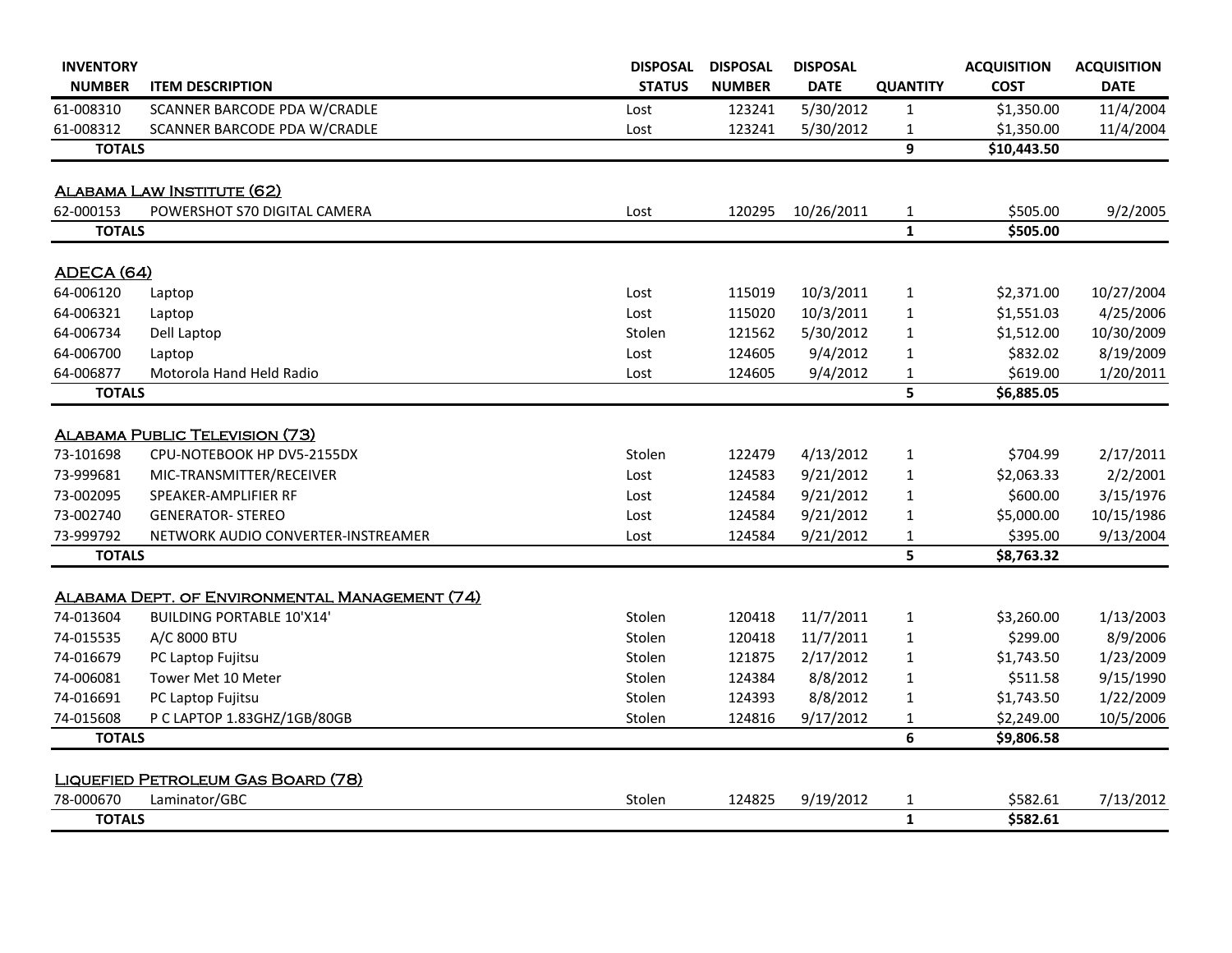| INVENTORY NUMBER | ITEM DESCRIPTION | DISPOSAL STATUS | DISPOSAL NUMBER | DISPOSAL DATE | QUANTITY | ACQUISITION COST | ACQUISITION DATE |
|---|---|---|---|---|---|---|---|
| 61-008310 | SCANNER BARCODE PDA W/CRADLE | Lost | 123241 | 5/30/2012 | 1 | $1,350.00 | 11/4/2004 |
| 61-008312 | SCANNER BARCODE PDA W/CRADLE | Lost | 123241 | 5/30/2012 | 1 | $1,350.00 | 11/4/2004 |
| **TOTALS** | | | | | **9** | **$10,443.50** | |

## Alabama Law Institute (62)

| INVENTORY NUMBER | ITEM DESCRIPTION | DISPOSAL STATUS | DISPOSAL NUMBER | DISPOSAL DATE | QUANTITY | ACQUISITION COST | ACQUISITION DATE |
|---|---|---|---|---|---|---|---|
| 62-000153 | POWERSHOT S70 DIGITAL CAMERA | Lost | 120295 | 10/26/2011 | 1 | $505.00 | 9/2/2005 |
| **TOTALS** | | | | | **1** | **$505.00** | |

## ADECA (64)

| INVENTORY NUMBER | ITEM DESCRIPTION | DISPOSAL STATUS | DISPOSAL NUMBER | DISPOSAL DATE | QUANTITY | ACQUISITION COST | ACQUISITION DATE |
|---|---|---|---|---|---|---|---|
| 64-006120 | Laptop | Lost | 115019 | 10/3/2011 | 1 | $2,371.00 | 10/27/2004 |
| 64-006321 | Laptop | Lost | 115020 | 10/3/2011 | 1 | $1,551.03 | 4/25/2006 |
| 64-006734 | Dell Laptop | Stolen | 121562 | 5/30/2012 | 1 | $1,512.00 | 10/30/2009 |
| 64-006700 | Laptop | Lost | 124605 | 9/4/2012 | 1 | $832.02 | 8/19/2009 |
| 64-006877 | Motorola Hand Held Radio | Lost | 124605 | 9/4/2012 | 1 | $619.00 | 1/20/2011 |
| **TOTALS** | | | | | **5** | **$6,885.05** | |

## Alabama Public Television (73)

| INVENTORY NUMBER | ITEM DESCRIPTION | DISPOSAL STATUS | DISPOSAL NUMBER | DISPOSAL DATE | QUANTITY | ACQUISITION COST | ACQUISITION DATE |
|---|---|---|---|---|---|---|---|
| 73-101698 | CPU-NOTEBOOK HP DV5-2155DX | Stolen | 122479 | 4/13/2012 | 1 | $704.99 | 2/17/2011 |
| 73-999681 | MIC-TRANSMITTER/RECEIVER | Lost | 124583 | 9/21/2012 | 1 | $2,063.33 | 2/2/2001 |
| 73-002095 | SPEAKER-AMPLIFIER RF | Lost | 124584 | 9/21/2012 | 1 | $600.00 | 3/15/1976 |
| 73-002740 | GENERATOR- STEREO | Lost | 124584 | 9/21/2012 | 1 | $5,000.00 | 10/15/1986 |
| 73-999792 | NETWORK AUDIO CONVERTER-INSTREAMER | Lost | 124584 | 9/21/2012 | 1 | $395.00 | 9/13/2004 |
| **TOTALS** | | | | | **5** | **$8,763.32** | |

## Alabama Dept. of Environmental Management (74)

| INVENTORY NUMBER | ITEM DESCRIPTION | DISPOSAL STATUS | DISPOSAL NUMBER | DISPOSAL DATE | QUANTITY | ACQUISITION COST | ACQUISITION DATE |
|---|---|---|---|---|---|---|---|
| 74-013604 | BUILDING PORTABLE 10'X14' | Stolen | 120418 | 11/7/2011 | 1 | $3,260.00 | 1/13/2003 |
| 74-015535 | A/C 8000 BTU | Stolen | 120418 | 11/7/2011 | 1 | $299.00 | 8/9/2006 |
| 74-016679 | PC Laptop Fujitsu | Stolen | 121875 | 2/17/2012 | 1 | $1,743.50 | 1/23/2009 |
| 74-006081 | Tower Met 10 Meter | Stolen | 124384 | 8/8/2012 | 1 | $511.58 | 9/15/1990 |
| 74-016691 | PC Laptop Fujitsu | Stolen | 124393 | 8/8/2012 | 1 | $1,743.50 | 1/22/2009 |
| 74-015608 | P C LAPTOP 1.83GHZ/1GB/80GB | Stolen | 124816 | 9/17/2012 | 1 | $2,249.00 | 10/5/2006 |
| **TOTALS** | | | | | **6** | **$9,806.58** | |

## Liquefied Petroleum Gas Board (78)

| INVENTORY NUMBER | ITEM DESCRIPTION | DISPOSAL STATUS | DISPOSAL NUMBER | DISPOSAL DATE | QUANTITY | ACQUISITION COST | ACQUISITION DATE |
|---|---|---|---|---|---|---|---|
| 78-000670 | Laminator/GBC | Stolen | 124825 | 9/19/2012 | 1 | $582.61 | 7/13/2012 |
| **TOTALS** | | | | | **1** | **$582.61** | |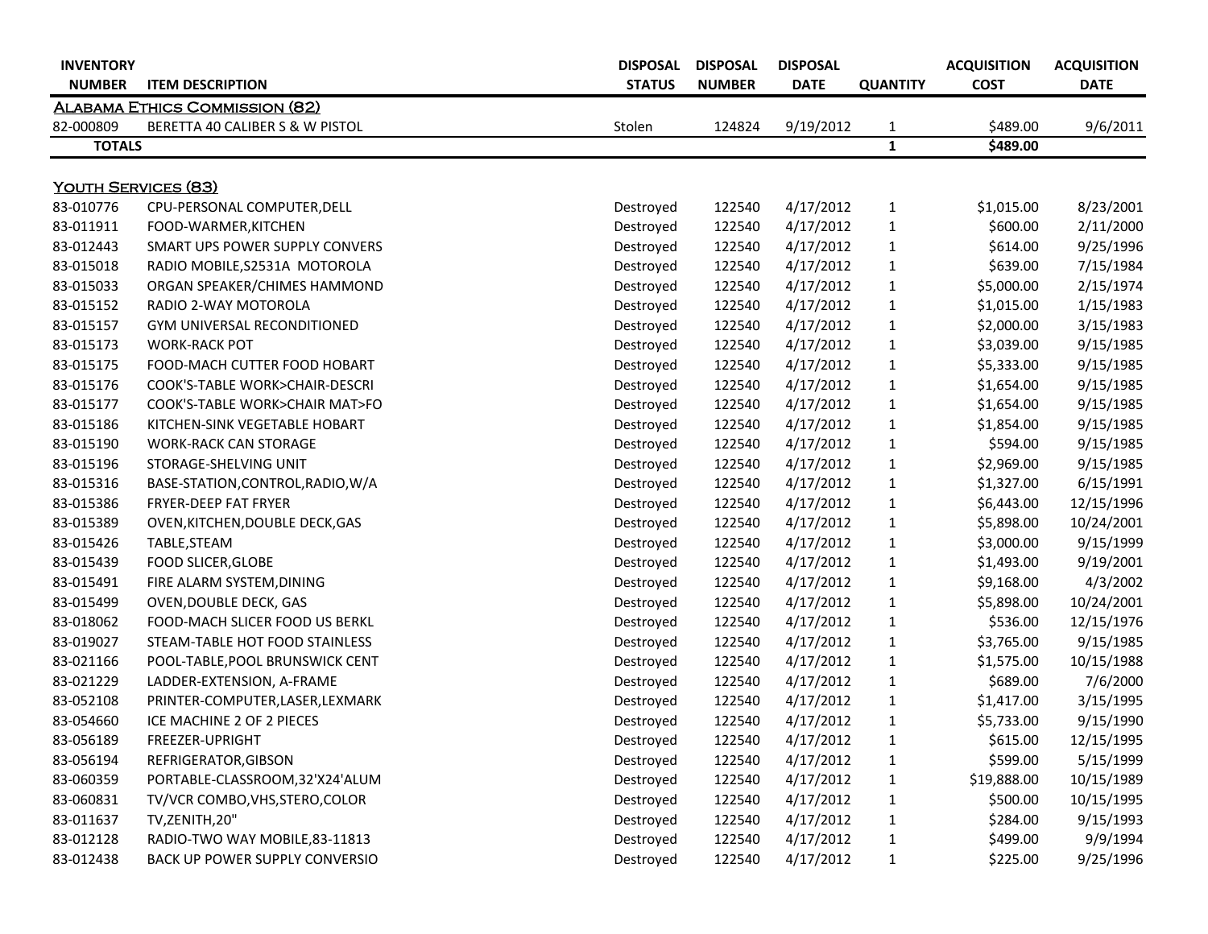| INVENTORY NUMBER | ITEM DESCRIPTION | DISPOSAL STATUS | DISPOSAL NUMBER | DISPOSAL DATE | QUANTITY | ACQUISITION COST | ACQUISITION DATE |
|---|---|---|---|---|---|---|---|
| **ALABAMA ETHICS COMMISSION (82)** | | | | | | | |
| 82-000809 | BERETTA 40 CALIBER S & W PISTOL | Stolen | 124824 | 9/19/2012 | 1 | $489.00 | 9/6/2011 |
| **TOTALS** | | | | | **1** | **$489.00** | |
| | | | | | | | |
| **YOUTH SERVICES (83)** | | | | | | | |
| 83-010776 | CPU-PERSONAL COMPUTER,DELL | Destroyed | 122540 | 4/17/2012 | 1 | $1,015.00 | 8/23/2001 |
| 83-011911 | FOOD-WARMER,KITCHEN | Destroyed | 122540 | 4/17/2012 | 1 | $600.00 | 2/11/2000 |
| 83-012443 | SMART UPS POWER SUPPLY CONVERS | Destroyed | 122540 | 4/17/2012 | 1 | $614.00 | 9/25/1996 |
| 83-015018 | RADIO MOBILE,S2531A MOTOROLA | Destroyed | 122540 | 4/17/2012 | 1 | $639.00 | 7/15/1984 |
| 83-015033 | ORGAN SPEAKER/CHIMES HAMMOND | Destroyed | 122540 | 4/17/2012 | 1 | $5,000.00 | 2/15/1974 |
| 83-015152 | RADIO 2-WAY MOTOROLA | Destroyed | 122540 | 4/17/2012 | 1 | $1,015.00 | 1/15/1983 |
| 83-015157 | GYM UNIVERSAL RECONDITIONED | Destroyed | 122540 | 4/17/2012 | 1 | $2,000.00 | 3/15/1983 |
| 83-015173 | WORK-RACK POT | Destroyed | 122540 | 4/17/2012 | 1 | $3,039.00 | 9/15/1985 |
| 83-015175 | FOOD-MACH CUTTER FOOD HOBART | Destroyed | 122540 | 4/17/2012 | 1 | $5,333.00 | 9/15/1985 |
| 83-015176 | COOK'S-TABLE WORK>CHAIR-DESCRI | Destroyed | 122540 | 4/17/2012 | 1 | $1,654.00 | 9/15/1985 |
| 83-015177 | COOK'S-TABLE WORK>CHAIR MAT>FO | Destroyed | 122540 | 4/17/2012 | 1 | $1,654.00 | 9/15/1985 |
| 83-015186 | KITCHEN-SINK VEGETABLE HOBART | Destroyed | 122540 | 4/17/2012 | 1 | $1,854.00 | 9/15/1985 |
| 83-015190 | WORK-RACK CAN STORAGE | Destroyed | 122540 | 4/17/2012 | 1 | $594.00 | 9/15/1985 |
| 83-015196 | STORAGE-SHELVING UNIT | Destroyed | 122540 | 4/17/2012 | 1 | $2,969.00 | 9/15/1985 |
| 83-015316 | BASE-STATION,CONTROL,RADIO,W/A | Destroyed | 122540 | 4/17/2012 | 1 | $1,327.00 | 6/15/1991 |
| 83-015386 | FRYER-DEEP FAT FRYER | Destroyed | 122540 | 4/17/2012 | 1 | $6,443.00 | 12/15/1996 |
| 83-015389 | OVEN,KITCHEN,DOUBLE DECK,GAS | Destroyed | 122540 | 4/17/2012 | 1 | $5,898.00 | 10/24/2001 |
| 83-015426 | TABLE,STEAM | Destroyed | 122540 | 4/17/2012 | 1 | $3,000.00 | 9/15/1999 |
| 83-015439 | FOOD SLICER,GLOBE | Destroyed | 122540 | 4/17/2012 | 1 | $1,493.00 | 9/19/2001 |
| 83-015491 | FIRE ALARM SYSTEM,DINING | Destroyed | 122540 | 4/17/2012 | 1 | $9,168.00 | 4/3/2002 |
| 83-015499 | OVEN,DOUBLE DECK, GAS | Destroyed | 122540 | 4/17/2012 | 1 | $5,898.00 | 10/24/2001 |
| 83-018062 | FOOD-MACH SLICER FOOD US BERKL | Destroyed | 122540 | 4/17/2012 | 1 | $536.00 | 12/15/1976 |
| 83-019027 | STEAM-TABLE HOT FOOD STAINLESS | Destroyed | 122540 | 4/17/2012 | 1 | $3,765.00 | 9/15/1985 |
| 83-021166 | POOL-TABLE,POOL BRUNSWICK CENT | Destroyed | 122540 | 4/17/2012 | 1 | $1,575.00 | 10/15/1988 |
| 83-021229 | LADDER-EXTENSION, A-FRAME | Destroyed | 122540 | 4/17/2012 | 1 | $689.00 | 7/6/2000 |
| 83-052108 | PRINTER-COMPUTER,LASER,LEXMARK | Destroyed | 122540 | 4/17/2012 | 1 | $1,417.00 | 3/15/1995 |
| 83-054660 | ICE MACHINE 2 OF 2 PIECES | Destroyed | 122540 | 4/17/2012 | 1 | $5,733.00 | 9/15/1990 |
| 83-056189 | FREEZER-UPRIGHT | Destroyed | 122540 | 4/17/2012 | 1 | $615.00 | 12/15/1995 |
| 83-056194 | REFRIGERATOR,GIBSON | Destroyed | 122540 | 4/17/2012 | 1 | $599.00 | 5/15/1999 |
| 83-060359 | PORTABLE-CLASSROOM,32'X24'ALUM | Destroyed | 122540 | 4/17/2012 | 1 | $19,888.00 | 10/15/1989 |
| 83-060831 | TV/VCR COMBO,VHS,STERO,COLOR | Destroyed | 122540 | 4/17/2012 | 1 | $500.00 | 10/15/1995 |
| 83-011637 | TV,ZENITH,20" | Destroyed | 122540 | 4/17/2012 | 1 | $284.00 | 9/15/1993 |
| 83-012128 | RADIO-TWO WAY MOBILE,83-11813 | Destroyed | 122540 | 4/17/2012 | 1 | $499.00 | 9/9/1994 |
| 83-012438 | BACK UP POWER SUPPLY CONVERSIO | Destroyed | 122540 | 4/17/2012 | 1 | $225.00 | 9/25/1996 |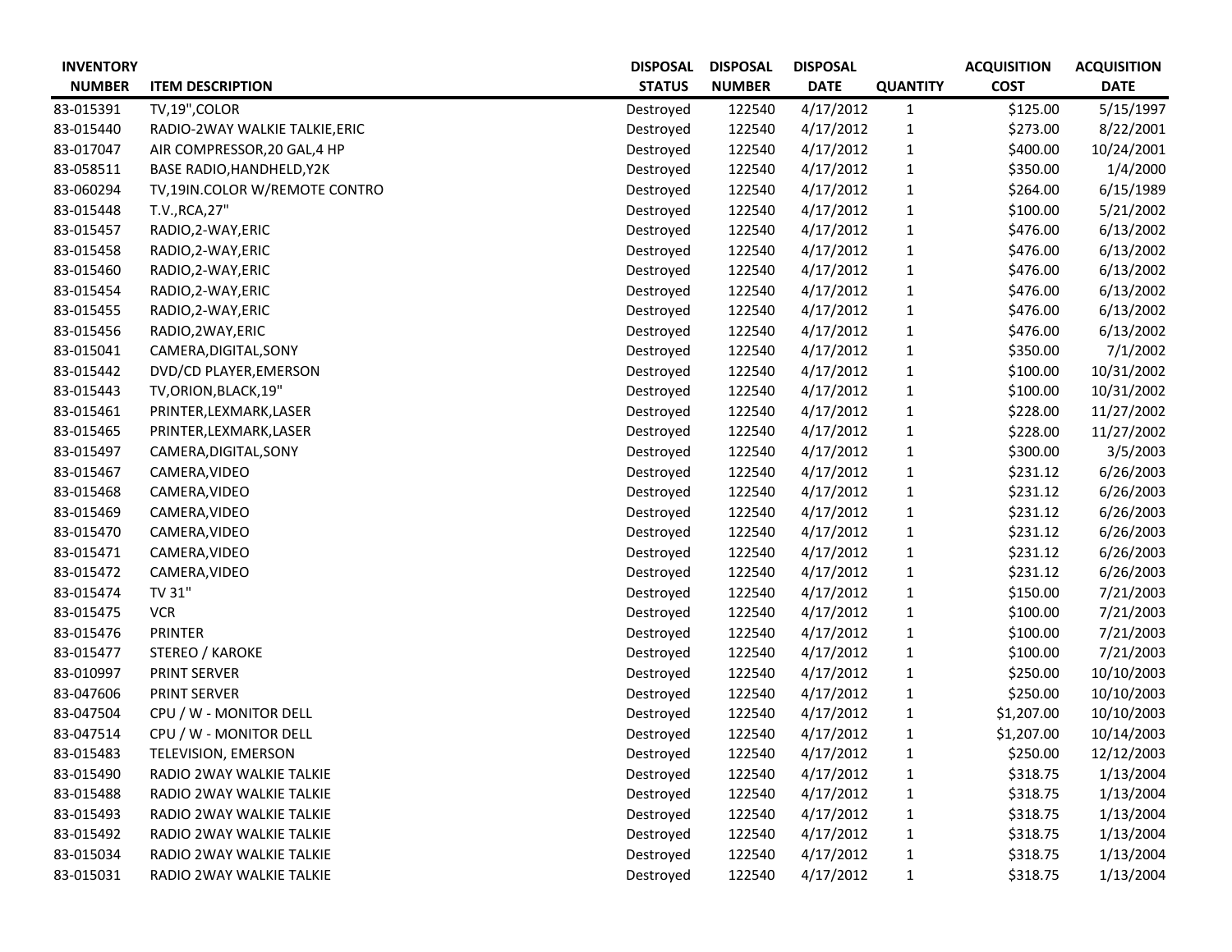| INVENTORY NUMBER | ITEM DESCRIPTION | DISPOSAL STATUS | DISPOSAL NUMBER | DISPOSAL DATE | QUANTITY | ACQUISITION COST | ACQUISITION DATE |
|---|---|---|---|---|---|---|---|
| 83-015391 | TV,19",COLOR | Destroyed | 122540 | 4/17/2012 | 1 | $125.00 | 5/15/1997 |
| 83-015440 | RADIO-2WAY WALKIE TALKIE,ERIC | Destroyed | 122540 | 4/17/2012 | 1 | $273.00 | 8/22/2001 |
| 83-017047 | AIR COMPRESSOR,20 GAL,4 HP | Destroyed | 122540 | 4/17/2012 | 1 | $400.00 | 10/24/2001 |
| 83-058511 | BASE RADIO,HANDHELD,Y2K | Destroyed | 122540 | 4/17/2012 | 1 | $350.00 | 1/4/2000 |
| 83-060294 | TV,19IN.COLOR W/REMOTE CONTRO | Destroyed | 122540 | 4/17/2012 | 1 | $264.00 | 6/15/1989 |
| 83-015448 | T.V.,RCA,27" | Destroyed | 122540 | 4/17/2012 | 1 | $100.00 | 5/21/2002 |
| 83-015457 | RADIO,2-WAY,ERIC | Destroyed | 122540 | 4/17/2012 | 1 | $476.00 | 6/13/2002 |
| 83-015458 | RADIO,2-WAY,ERIC | Destroyed | 122540 | 4/17/2012 | 1 | $476.00 | 6/13/2002 |
| 83-015460 | RADIO,2-WAY,ERIC | Destroyed | 122540 | 4/17/2012 | 1 | $476.00 | 6/13/2002 |
| 83-015454 | RADIO,2-WAY,ERIC | Destroyed | 122540 | 4/17/2012 | 1 | $476.00 | 6/13/2002 |
| 83-015455 | RADIO,2-WAY,ERIC | Destroyed | 122540 | 4/17/2012 | 1 | $476.00 | 6/13/2002 |
| 83-015456 | RADIO,2WAY,ERIC | Destroyed | 122540 | 4/17/2012 | 1 | $476.00 | 6/13/2002 |
| 83-015041 | CAMERA,DIGITAL,SONY | Destroyed | 122540 | 4/17/2012 | 1 | $350.00 | 7/1/2002 |
| 83-015442 | DVD/CD PLAYER,EMERSON | Destroyed | 122540 | 4/17/2012 | 1 | $100.00 | 10/31/2002 |
| 83-015443 | TV,ORION,BLACK,19" | Destroyed | 122540 | 4/17/2012 | 1 | $100.00 | 10/31/2002 |
| 83-015461 | PRINTER,LEXMARK,LASER | Destroyed | 122540 | 4/17/2012 | 1 | $228.00 | 11/27/2002 |
| 83-015465 | PRINTER,LEXMARK,LASER | Destroyed | 122540 | 4/17/2012 | 1 | $228.00 | 11/27/2002 |
| 83-015497 | CAMERA,DIGITAL,SONY | Destroyed | 122540 | 4/17/2012 | 1 | $300.00 | 3/5/2003 |
| 83-015467 | CAMERA,VIDEO | Destroyed | 122540 | 4/17/2012 | 1 | $231.12 | 6/26/2003 |
| 83-015468 | CAMERA,VIDEO | Destroyed | 122540 | 4/17/2012 | 1 | $231.12 | 6/26/2003 |
| 83-015469 | CAMERA,VIDEO | Destroyed | 122540 | 4/17/2012 | 1 | $231.12 | 6/26/2003 |
| 83-015470 | CAMERA,VIDEO | Destroyed | 122540 | 4/17/2012 | 1 | $231.12 | 6/26/2003 |
| 83-015471 | CAMERA,VIDEO | Destroyed | 122540 | 4/17/2012 | 1 | $231.12 | 6/26/2003 |
| 83-015472 | CAMERA,VIDEO | Destroyed | 122540 | 4/17/2012 | 1 | $231.12 | 6/26/2003 |
| 83-015474 | TV 31" | Destroyed | 122540 | 4/17/2012 | 1 | $150.00 | 7/21/2003 |
| 83-015475 | VCR | Destroyed | 122540 | 4/17/2012 | 1 | $100.00 | 7/21/2003 |
| 83-015476 | PRINTER | Destroyed | 122540 | 4/17/2012 | 1 | $100.00 | 7/21/2003 |
| 83-015477 | STEREO / KAROKE | Destroyed | 122540 | 4/17/2012 | 1 | $100.00 | 7/21/2003 |
| 83-010997 | PRINT SERVER | Destroyed | 122540 | 4/17/2012 | 1 | $250.00 | 10/10/2003 |
| 83-047606 | PRINT SERVER | Destroyed | 122540 | 4/17/2012 | 1 | $250.00 | 10/10/2003 |
| 83-047504 | CPU / W - MONITOR DELL | Destroyed | 122540 | 4/17/2012 | 1 | $1,207.00 | 10/10/2003 |
| 83-047514 | CPU / W - MONITOR DELL | Destroyed | 122540 | 4/17/2012 | 1 | $1,207.00 | 10/14/2003 |
| 83-015483 | TELEVISION, EMERSON | Destroyed | 122540 | 4/17/2012 | 1 | $250.00 | 12/12/2003 |
| 83-015490 | RADIO 2WAY WALKIE TALKIE | Destroyed | 122540 | 4/17/2012 | 1 | $318.75 | 1/13/2004 |
| 83-015488 | RADIO 2WAY WALKIE TALKIE | Destroyed | 122540 | 4/17/2012 | 1 | $318.75 | 1/13/2004 |
| 83-015493 | RADIO 2WAY WALKIE TALKIE | Destroyed | 122540 | 4/17/2012 | 1 | $318.75 | 1/13/2004 |
| 83-015492 | RADIO 2WAY WALKIE TALKIE | Destroyed | 122540 | 4/17/2012 | 1 | $318.75 | 1/13/2004 |
| 83-015034 | RADIO 2WAY WALKIE TALKIE | Destroyed | 122540 | 4/17/2012 | 1 | $318.75 | 1/13/2004 |
| 83-015031 | RADIO 2WAY WALKIE TALKIE | Destroyed | 122540 | 4/17/2012 | 1 | $318.75 | 1/13/2004 |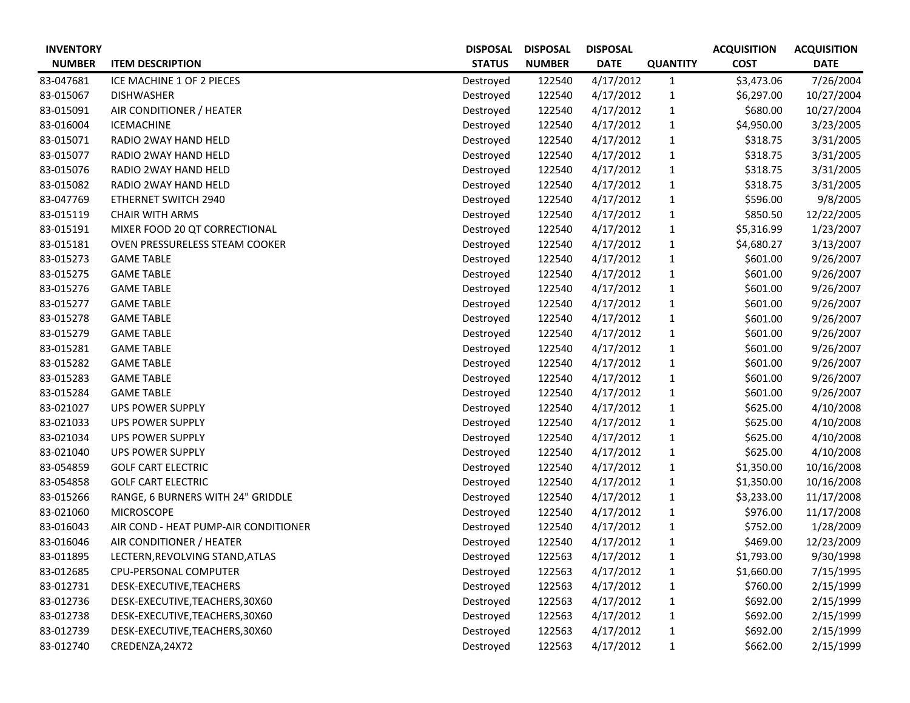| INVENTORY NUMBER | ITEM DESCRIPTION | DISPOSAL STATUS | DISPOSAL NUMBER | DISPOSAL DATE | QUANTITY | ACQUISITION COST | ACQUISITION DATE |
|---|---|---|---|---|---|---|---|
| 83-047681 | ICE MACHINE 1 OF 2 PIECES | Destroyed | 122540 | 4/17/2012 | 1 | $3,473.06 | 7/26/2004 |
| 83-015067 | DISHWASHER | Destroyed | 122540 | 4/17/2012 | 1 | $6,297.00 | 10/27/2004 |
| 83-015091 | AIR CONDITIONER / HEATER | Destroyed | 122540 | 4/17/2012 | 1 | $680.00 | 10/27/2004 |
| 83-016004 | ICEMACHINE | Destroyed | 122540 | 4/17/2012 | 1 | $4,950.00 | 3/23/2005 |
| 83-015071 | RADIO 2WAY HAND HELD | Destroyed | 122540 | 4/17/2012 | 1 | $318.75 | 3/31/2005 |
| 83-015077 | RADIO 2WAY HAND HELD | Destroyed | 122540 | 4/17/2012 | 1 | $318.75 | 3/31/2005 |
| 83-015076 | RADIO 2WAY HAND HELD | Destroyed | 122540 | 4/17/2012 | 1 | $318.75 | 3/31/2005 |
| 83-015082 | RADIO 2WAY HAND HELD | Destroyed | 122540 | 4/17/2012 | 1 | $318.75 | 3/31/2005 |
| 83-047769 | ETHERNET SWITCH 2940 | Destroyed | 122540 | 4/17/2012 | 1 | $596.00 | 9/8/2005 |
| 83-015119 | CHAIR WITH ARMS | Destroyed | 122540 | 4/17/2012 | 1 | $850.50 | 12/22/2005 |
| 83-015191 | MIXER FOOD 20 QT CORRECTIONAL | Destroyed | 122540 | 4/17/2012 | 1 | $5,316.99 | 1/23/2007 |
| 83-015181 | OVEN PRESSURELESS STEAM COOKER | Destroyed | 122540 | 4/17/2012 | 1 | $4,680.27 | 3/13/2007 |
| 83-015273 | GAME TABLE | Destroyed | 122540 | 4/17/2012 | 1 | $601.00 | 9/26/2007 |
| 83-015275 | GAME TABLE | Destroyed | 122540 | 4/17/2012 | 1 | $601.00 | 9/26/2007 |
| 83-015276 | GAME TABLE | Destroyed | 122540 | 4/17/2012 | 1 | $601.00 | 9/26/2007 |
| 83-015277 | GAME TABLE | Destroyed | 122540 | 4/17/2012 | 1 | $601.00 | 9/26/2007 |
| 83-015278 | GAME TABLE | Destroyed | 122540 | 4/17/2012 | 1 | $601.00 | 9/26/2007 |
| 83-015279 | GAME TABLE | Destroyed | 122540 | 4/17/2012 | 1 | $601.00 | 9/26/2007 |
| 83-015281 | GAME TABLE | Destroyed | 122540 | 4/17/2012 | 1 | $601.00 | 9/26/2007 |
| 83-015282 | GAME TABLE | Destroyed | 122540 | 4/17/2012 | 1 | $601.00 | 9/26/2007 |
| 83-015283 | GAME TABLE | Destroyed | 122540 | 4/17/2012 | 1 | $601.00 | 9/26/2007 |
| 83-015284 | GAME TABLE | Destroyed | 122540 | 4/17/2012 | 1 | $601.00 | 9/26/2007 |
| 83-021027 | UPS POWER SUPPLY | Destroyed | 122540 | 4/17/2012 | 1 | $625.00 | 4/10/2008 |
| 83-021033 | UPS POWER SUPPLY | Destroyed | 122540 | 4/17/2012 | 1 | $625.00 | 4/10/2008 |
| 83-021034 | UPS POWER SUPPLY | Destroyed | 122540 | 4/17/2012 | 1 | $625.00 | 4/10/2008 |
| 83-021040 | UPS POWER SUPPLY | Destroyed | 122540 | 4/17/2012 | 1 | $625.00 | 4/10/2008 |
| 83-054859 | GOLF CART ELECTRIC | Destroyed | 122540 | 4/17/2012 | 1 | $1,350.00 | 10/16/2008 |
| 83-054858 | GOLF CART ELECTRIC | Destroyed | 122540 | 4/17/2012 | 1 | $1,350.00 | 10/16/2008 |
| 83-015266 | RANGE, 6 BURNERS WITH 24" GRIDDLE | Destroyed | 122540 | 4/17/2012 | 1 | $3,233.00 | 11/17/2008 |
| 83-021060 | MICROSCOPE | Destroyed | 122540 | 4/17/2012 | 1 | $976.00 | 11/17/2008 |
| 83-016043 | AIR COND - HEAT PUMP-AIR CONDITIONER | Destroyed | 122540 | 4/17/2012 | 1 | $752.00 | 1/28/2009 |
| 83-016046 | AIR CONDITIONER / HEATER | Destroyed | 122540 | 4/17/2012 | 1 | $469.00 | 12/23/2009 |
| 83-011895 | LECTERN,REVOLVING STAND,ATLAS | Destroyed | 122563 | 4/17/2012 | 1 | $1,793.00 | 9/30/1998 |
| 83-012685 | CPU-PERSONAL COMPUTER | Destroyed | 122563 | 4/17/2012 | 1 | $1,660.00 | 7/15/1995 |
| 83-012731 | DESK-EXECUTIVE,TEACHERS | Destroyed | 122563 | 4/17/2012 | 1 | $760.00 | 2/15/1999 |
| 83-012736 | DESK-EXECUTIVE,TEACHERS,30X60 | Destroyed | 122563 | 4/17/2012 | 1 | $692.00 | 2/15/1999 |
| 83-012738 | DESK-EXECUTIVE,TEACHERS,30X60 | Destroyed | 122563 | 4/17/2012 | 1 | $692.00 | 2/15/1999 |
| 83-012739 | DESK-EXECUTIVE,TEACHERS,30X60 | Destroyed | 122563 | 4/17/2012 | 1 | $692.00 | 2/15/1999 |
| 83-012740 | CREDENZA,24X72 | Destroyed | 122563 | 4/17/2012 | 1 | $662.00 | 2/15/1999 |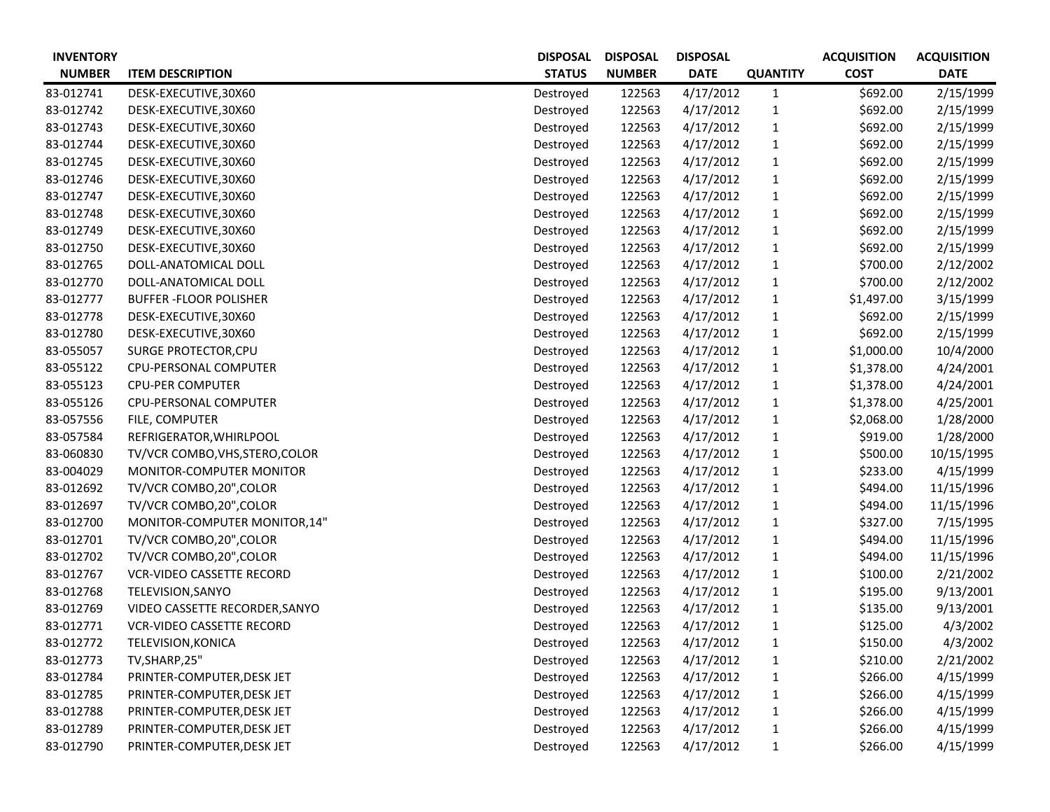| INVENTORY NUMBER | ITEM DESCRIPTION | DISPOSAL STATUS | DISPOSAL NUMBER | DISPOSAL DATE | QUANTITY | ACQUISITION COST | ACQUISITION DATE |
|---|---|---|---|---|---|---|---|
| 83-012741 | DESK-EXECUTIVE,30X60 | Destroyed | 122563 | 4/17/2012 | 1 | $692.00 | 2/15/1999 |
| 83-012742 | DESK-EXECUTIVE,30X60 | Destroyed | 122563 | 4/17/2012 | 1 | $692.00 | 2/15/1999 |
| 83-012743 | DESK-EXECUTIVE,30X60 | Destroyed | 122563 | 4/17/2012 | 1 | $692.00 | 2/15/1999 |
| 83-012744 | DESK-EXECUTIVE,30X60 | Destroyed | 122563 | 4/17/2012 | 1 | $692.00 | 2/15/1999 |
| 83-012745 | DESK-EXECUTIVE,30X60 | Destroyed | 122563 | 4/17/2012 | 1 | $692.00 | 2/15/1999 |
| 83-012746 | DESK-EXECUTIVE,30X60 | Destroyed | 122563 | 4/17/2012 | 1 | $692.00 | 2/15/1999 |
| 83-012747 | DESK-EXECUTIVE,30X60 | Destroyed | 122563 | 4/17/2012 | 1 | $692.00 | 2/15/1999 |
| 83-012748 | DESK-EXECUTIVE,30X60 | Destroyed | 122563 | 4/17/2012 | 1 | $692.00 | 2/15/1999 |
| 83-012749 | DESK-EXECUTIVE,30X60 | Destroyed | 122563 | 4/17/2012 | 1 | $692.00 | 2/15/1999 |
| 83-012750 | DESK-EXECUTIVE,30X60 | Destroyed | 122563 | 4/17/2012 | 1 | $692.00 | 2/15/1999 |
| 83-012765 | DOLL-ANATOMICAL DOLL | Destroyed | 122563 | 4/17/2012 | 1 | $700.00 | 2/12/2002 |
| 83-012770 | DOLL-ANATOMICAL DOLL | Destroyed | 122563 | 4/17/2012 | 1 | $700.00 | 2/12/2002 |
| 83-012777 | BUFFER -FLOOR POLISHER | Destroyed | 122563 | 4/17/2012 | 1 | $1,497.00 | 3/15/1999 |
| 83-012778 | DESK-EXECUTIVE,30X60 | Destroyed | 122563 | 4/17/2012 | 1 | $692.00 | 2/15/1999 |
| 83-012780 | DESK-EXECUTIVE,30X60 | Destroyed | 122563 | 4/17/2012 | 1 | $692.00 | 2/15/1999 |
| 83-055057 | SURGE PROTECTOR,CPU | Destroyed | 122563 | 4/17/2012 | 1 | $1,000.00 | 10/4/2000 |
| 83-055122 | CPU-PERSONAL COMPUTER | Destroyed | 122563 | 4/17/2012 | 1 | $1,378.00 | 4/24/2001 |
| 83-055123 | CPU-PER COMPUTER | Destroyed | 122563 | 4/17/2012 | 1 | $1,378.00 | 4/24/2001 |
| 83-055126 | CPU-PERSONAL COMPUTER | Destroyed | 122563 | 4/17/2012 | 1 | $1,378.00 | 4/25/2001 |
| 83-057556 | FILE, COMPUTER | Destroyed | 122563 | 4/17/2012 | 1 | $2,068.00 | 1/28/2000 |
| 83-057584 | REFRIGERATOR,WHIRLPOOL | Destroyed | 122563 | 4/17/2012 | 1 | $919.00 | 1/28/2000 |
| 83-060830 | TV/VCR COMBO,VHS,STERO,COLOR | Destroyed | 122563 | 4/17/2012 | 1 | $500.00 | 10/15/1995 |
| 83-004029 | MONITOR-COMPUTER MONITOR | Destroyed | 122563 | 4/17/2012 | 1 | $233.00 | 4/15/1999 |
| 83-012692 | TV/VCR COMBO,20",COLOR | Destroyed | 122563 | 4/17/2012 | 1 | $494.00 | 11/15/1996 |
| 83-012697 | TV/VCR COMBO,20",COLOR | Destroyed | 122563 | 4/17/2012 | 1 | $494.00 | 11/15/1996 |
| 83-012700 | MONITOR-COMPUTER MONITOR,14" | Destroyed | 122563 | 4/17/2012 | 1 | $327.00 | 7/15/1995 |
| 83-012701 | TV/VCR COMBO,20",COLOR | Destroyed | 122563 | 4/17/2012 | 1 | $494.00 | 11/15/1996 |
| 83-012702 | TV/VCR COMBO,20",COLOR | Destroyed | 122563 | 4/17/2012 | 1 | $494.00 | 11/15/1996 |
| 83-012767 | VCR-VIDEO CASSETTE RECORD | Destroyed | 122563 | 4/17/2012 | 1 | $100.00 | 2/21/2002 |
| 83-012768 | TELEVISION,SANYO | Destroyed | 122563 | 4/17/2012 | 1 | $195.00 | 9/13/2001 |
| 83-012769 | VIDEO CASSETTE RECORDER,SANYO | Destroyed | 122563 | 4/17/2012 | 1 | $135.00 | 9/13/2001 |
| 83-012771 | VCR-VIDEO CASSETTE RECORD | Destroyed | 122563 | 4/17/2012 | 1 | $125.00 | 4/3/2002 |
| 83-012772 | TELEVISION,KONICA | Destroyed | 122563 | 4/17/2012 | 1 | $150.00 | 4/3/2002 |
| 83-012773 | TV,SHARP,25" | Destroyed | 122563 | 4/17/2012 | 1 | $210.00 | 2/21/2002 |
| 83-012784 | PRINTER-COMPUTER,DESK JET | Destroyed | 122563 | 4/17/2012 | 1 | $266.00 | 4/15/1999 |
| 83-012785 | PRINTER-COMPUTER,DESK JET | Destroyed | 122563 | 4/17/2012 | 1 | $266.00 | 4/15/1999 |
| 83-012788 | PRINTER-COMPUTER,DESK JET | Destroyed | 122563 | 4/17/2012 | 1 | $266.00 | 4/15/1999 |
| 83-012789 | PRINTER-COMPUTER,DESK JET | Destroyed | 122563 | 4/17/2012 | 1 | $266.00 | 4/15/1999 |
| 83-012790 | PRINTER-COMPUTER,DESK JET | Destroyed | 122563 | 4/17/2012 | 1 | $266.00 | 4/15/1999 |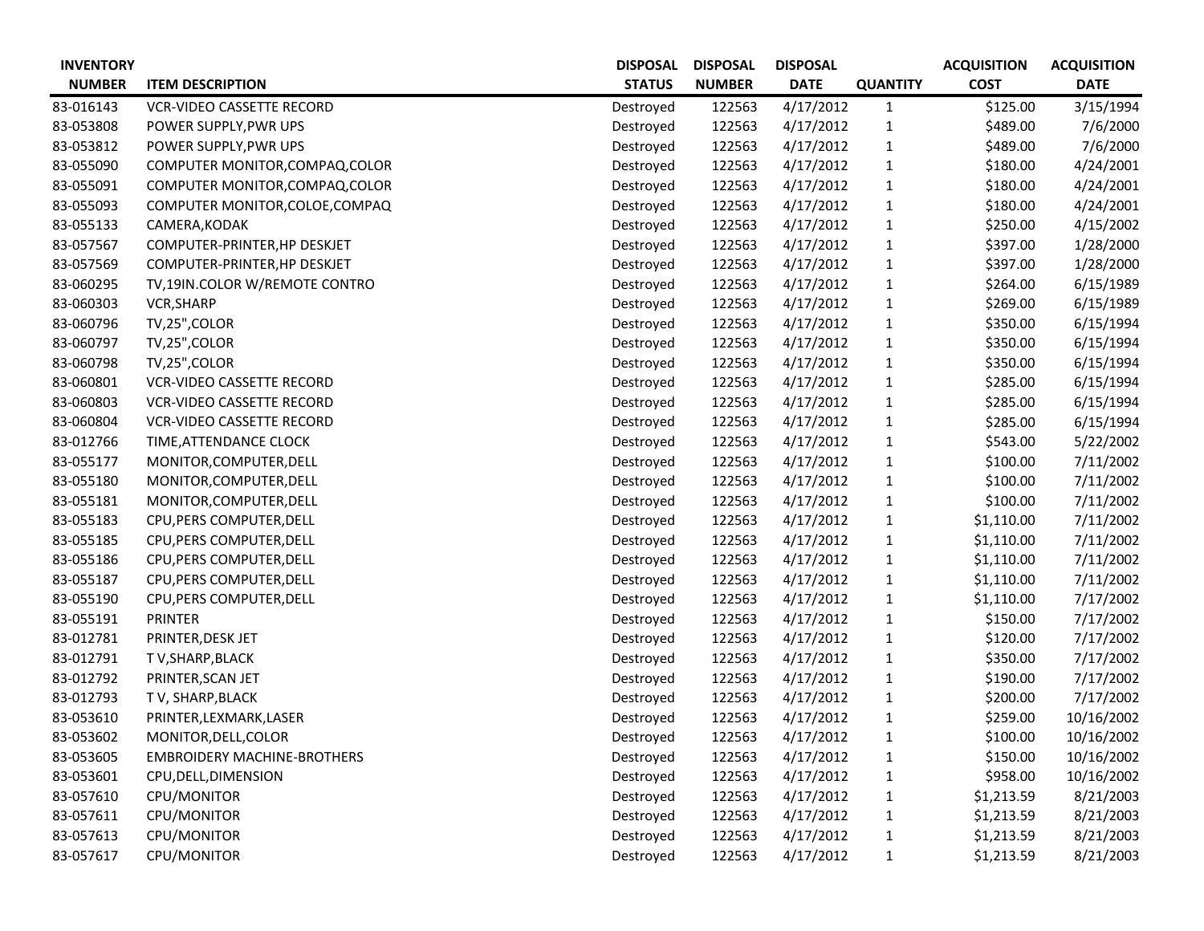| INVENTORY NUMBER | ITEM DESCRIPTION | DISPOSAL STATUS | DISPOSAL NUMBER | DISPOSAL DATE | QUANTITY | ACQUISITION COST | ACQUISITION DATE |
|---|---|---|---|---|---|---|---|
| 83-016143 | VCR-VIDEO CASSETTE RECORD | Destroyed | 122563 | 4/17/2012 | 1 | $125.00 | 3/15/1994 |
| 83-053808 | POWER SUPPLY,PWR UPS | Destroyed | 122563 | 4/17/2012 | 1 | $489.00 | 7/6/2000 |
| 83-053812 | POWER SUPPLY,PWR UPS | Destroyed | 122563 | 4/17/2012 | 1 | $489.00 | 7/6/2000 |
| 83-055090 | COMPUTER MONITOR,COMPAQ,COLOR | Destroyed | 122563 | 4/17/2012 | 1 | $180.00 | 4/24/2001 |
| 83-055091 | COMPUTER MONITOR,COMPAQ,COLOR | Destroyed | 122563 | 4/17/2012 | 1 | $180.00 | 4/24/2001 |
| 83-055093 | COMPUTER MONITOR,COLOE,COMPAQ | Destroyed | 122563 | 4/17/2012 | 1 | $180.00 | 4/24/2001 |
| 83-055133 | CAMERA,KODAK | Destroyed | 122563 | 4/17/2012 | 1 | $250.00 | 4/15/2002 |
| 83-057567 | COMPUTER-PRINTER,HP DESKJET | Destroyed | 122563 | 4/17/2012 | 1 | $397.00 | 1/28/2000 |
| 83-057569 | COMPUTER-PRINTER,HP DESKJET | Destroyed | 122563 | 4/17/2012 | 1 | $397.00 | 1/28/2000 |
| 83-060295 | TV,19IN.COLOR W/REMOTE CONTRO | Destroyed | 122563 | 4/17/2012 | 1 | $264.00 | 6/15/1989 |
| 83-060303 | VCR,SHARP | Destroyed | 122563 | 4/17/2012 | 1 | $269.00 | 6/15/1989 |
| 83-060796 | TV,25",COLOR | Destroyed | 122563 | 4/17/2012 | 1 | $350.00 | 6/15/1994 |
| 83-060797 | TV,25",COLOR | Destroyed | 122563 | 4/17/2012 | 1 | $350.00 | 6/15/1994 |
| 83-060798 | TV,25",COLOR | Destroyed | 122563 | 4/17/2012 | 1 | $350.00 | 6/15/1994 |
| 83-060801 | VCR-VIDEO CASSETTE RECORD | Destroyed | 122563 | 4/17/2012 | 1 | $285.00 | 6/15/1994 |
| 83-060803 | VCR-VIDEO CASSETTE RECORD | Destroyed | 122563 | 4/17/2012 | 1 | $285.00 | 6/15/1994 |
| 83-060804 | VCR-VIDEO CASSETTE RECORD | Destroyed | 122563 | 4/17/2012 | 1 | $285.00 | 6/15/1994 |
| 83-012766 | TIME,ATTENDANCE CLOCK | Destroyed | 122563 | 4/17/2012 | 1 | $543.00 | 5/22/2002 |
| 83-055177 | MONITOR,COMPUTER,DELL | Destroyed | 122563 | 4/17/2012 | 1 | $100.00 | 7/11/2002 |
| 83-055180 | MONITOR,COMPUTER,DELL | Destroyed | 122563 | 4/17/2012 | 1 | $100.00 | 7/11/2002 |
| 83-055181 | MONITOR,COMPUTER,DELL | Destroyed | 122563 | 4/17/2012 | 1 | $100.00 | 7/11/2002 |
| 83-055183 | CPU,PERS COMPUTER,DELL | Destroyed | 122563 | 4/17/2012 | 1 | $1,110.00 | 7/11/2002 |
| 83-055185 | CPU,PERS COMPUTER,DELL | Destroyed | 122563 | 4/17/2012 | 1 | $1,110.00 | 7/11/2002 |
| 83-055186 | CPU,PERS COMPUTER,DELL | Destroyed | 122563 | 4/17/2012 | 1 | $1,110.00 | 7/11/2002 |
| 83-055187 | CPU,PERS COMPUTER,DELL | Destroyed | 122563 | 4/17/2012 | 1 | $1,110.00 | 7/11/2002 |
| 83-055190 | CPU,PERS COMPUTER,DELL | Destroyed | 122563 | 4/17/2012 | 1 | $1,110.00 | 7/17/2002 |
| 83-055191 | PRINTER | Destroyed | 122563 | 4/17/2012 | 1 | $150.00 | 7/17/2002 |
| 83-012781 | PRINTER,DESK JET | Destroyed | 122563 | 4/17/2012 | 1 | $120.00 | 7/17/2002 |
| 83-012791 | T V,SHARP,BLACK | Destroyed | 122563 | 4/17/2012 | 1 | $350.00 | 7/17/2002 |
| 83-012792 | PRINTER,SCAN JET | Destroyed | 122563 | 4/17/2012 | 1 | $190.00 | 7/17/2002 |
| 83-012793 | T V, SHARP,BLACK | Destroyed | 122563 | 4/17/2012 | 1 | $200.00 | 7/17/2002 |
| 83-053610 | PRINTER,LEXMARK,LASER | Destroyed | 122563 | 4/17/2012 | 1 | $259.00 | 10/16/2002 |
| 83-053602 | MONITOR,DELL,COLOR | Destroyed | 122563 | 4/17/2012 | 1 | $100.00 | 10/16/2002 |
| 83-053605 | EMBROIDERY MACHINE-BROTHERS | Destroyed | 122563 | 4/17/2012 | 1 | $150.00 | 10/16/2002 |
| 83-053601 | CPU,DELL,DIMENSION | Destroyed | 122563 | 4/17/2012 | 1 | $958.00 | 10/16/2002 |
| 83-057610 | CPU/MONITOR | Destroyed | 122563 | 4/17/2012 | 1 | $1,213.59 | 8/21/2003 |
| 83-057611 | CPU/MONITOR | Destroyed | 122563 | 4/17/2012 | 1 | $1,213.59 | 8/21/2003 |
| 83-057613 | CPU/MONITOR | Destroyed | 122563 | 4/17/2012 | 1 | $1,213.59 | 8/21/2003 |
| 83-057617 | CPU/MONITOR | Destroyed | 122563 | 4/17/2012 | 1 | $1,213.59 | 8/21/2003 |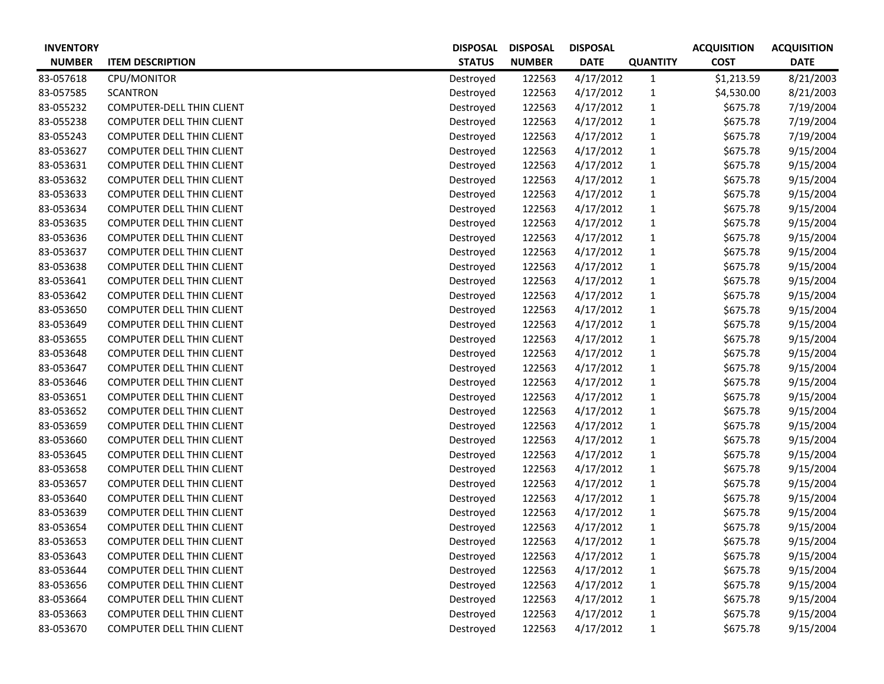| INVENTORY NUMBER | ITEM DESCRIPTION | DISPOSAL STATUS | DISPOSAL NUMBER | DISPOSAL DATE | QUANTITY | ACQUISITION COST | ACQUISITION DATE |
|---|---|---|---|---|---|---|---|
| 83-057618 | CPU/MONITOR | Destroyed | 122563 | 4/17/2012 | 1 | $1,213.59 | 8/21/2003 |
| 83-057585 | SCANTRON | Destroyed | 122563 | 4/17/2012 | 1 | $4,530.00 | 8/21/2003 |
| 83-055232 | COMPUTER-DELL THIN CLIENT | Destroyed | 122563 | 4/17/2012 | 1 | $675.78 | 7/19/2004 |
| 83-055238 | COMPUTER DELL THIN CLIENT | Destroyed | 122563 | 4/17/2012 | 1 | $675.78 | 7/19/2004 |
| 83-055243 | COMPUTER DELL THIN CLIENT | Destroyed | 122563 | 4/17/2012 | 1 | $675.78 | 7/19/2004 |
| 83-053627 | COMPUTER DELL THIN CLIENT | Destroyed | 122563 | 4/17/2012 | 1 | $675.78 | 9/15/2004 |
| 83-053631 | COMPUTER DELL THIN CLIENT | Destroyed | 122563 | 4/17/2012 | 1 | $675.78 | 9/15/2004 |
| 83-053632 | COMPUTER DELL THIN CLIENT | Destroyed | 122563 | 4/17/2012 | 1 | $675.78 | 9/15/2004 |
| 83-053633 | COMPUTER DELL THIN CLIENT | Destroyed | 122563 | 4/17/2012 | 1 | $675.78 | 9/15/2004 |
| 83-053634 | COMPUTER DELL THIN CLIENT | Destroyed | 122563 | 4/17/2012 | 1 | $675.78 | 9/15/2004 |
| 83-053635 | COMPUTER DELL THIN CLIENT | Destroyed | 122563 | 4/17/2012 | 1 | $675.78 | 9/15/2004 |
| 83-053636 | COMPUTER DELL THIN CLIENT | Destroyed | 122563 | 4/17/2012 | 1 | $675.78 | 9/15/2004 |
| 83-053637 | COMPUTER DELL THIN CLIENT | Destroyed | 122563 | 4/17/2012 | 1 | $675.78 | 9/15/2004 |
| 83-053638 | COMPUTER DELL THIN CLIENT | Destroyed | 122563 | 4/17/2012 | 1 | $675.78 | 9/15/2004 |
| 83-053641 | COMPUTER DELL THIN CLIENT | Destroyed | 122563 | 4/17/2012 | 1 | $675.78 | 9/15/2004 |
| 83-053642 | COMPUTER DELL THIN CLIENT | Destroyed | 122563 | 4/17/2012 | 1 | $675.78 | 9/15/2004 |
| 83-053650 | COMPUTER DELL THIN CLIENT | Destroyed | 122563 | 4/17/2012 | 1 | $675.78 | 9/15/2004 |
| 83-053649 | COMPUTER DELL THIN CLIENT | Destroyed | 122563 | 4/17/2012 | 1 | $675.78 | 9/15/2004 |
| 83-053655 | COMPUTER DELL THIN CLIENT | Destroyed | 122563 | 4/17/2012 | 1 | $675.78 | 9/15/2004 |
| 83-053648 | COMPUTER DELL THIN CLIENT | Destroyed | 122563 | 4/17/2012 | 1 | $675.78 | 9/15/2004 |
| 83-053647 | COMPUTER DELL THIN CLIENT | Destroyed | 122563 | 4/17/2012 | 1 | $675.78 | 9/15/2004 |
| 83-053646 | COMPUTER DELL THIN CLIENT | Destroyed | 122563 | 4/17/2012 | 1 | $675.78 | 9/15/2004 |
| 83-053651 | COMPUTER DELL THIN CLIENT | Destroyed | 122563 | 4/17/2012 | 1 | $675.78 | 9/15/2004 |
| 83-053652 | COMPUTER DELL THIN CLIENT | Destroyed | 122563 | 4/17/2012 | 1 | $675.78 | 9/15/2004 |
| 83-053659 | COMPUTER DELL THIN CLIENT | Destroyed | 122563 | 4/17/2012 | 1 | $675.78 | 9/15/2004 |
| 83-053660 | COMPUTER DELL THIN CLIENT | Destroyed | 122563 | 4/17/2012 | 1 | $675.78 | 9/15/2004 |
| 83-053645 | COMPUTER DELL THIN CLIENT | Destroyed | 122563 | 4/17/2012 | 1 | $675.78 | 9/15/2004 |
| 83-053658 | COMPUTER DELL THIN CLIENT | Destroyed | 122563 | 4/17/2012 | 1 | $675.78 | 9/15/2004 |
| 83-053657 | COMPUTER DELL THIN CLIENT | Destroyed | 122563 | 4/17/2012 | 1 | $675.78 | 9/15/2004 |
| 83-053640 | COMPUTER DELL THIN CLIENT | Destroyed | 122563 | 4/17/2012 | 1 | $675.78 | 9/15/2004 |
| 83-053639 | COMPUTER DELL THIN CLIENT | Destroyed | 122563 | 4/17/2012 | 1 | $675.78 | 9/15/2004 |
| 83-053654 | COMPUTER DELL THIN CLIENT | Destroyed | 122563 | 4/17/2012 | 1 | $675.78 | 9/15/2004 |
| 83-053653 | COMPUTER DELL THIN CLIENT | Destroyed | 122563 | 4/17/2012 | 1 | $675.78 | 9/15/2004 |
| 83-053643 | COMPUTER DELL THIN CLIENT | Destroyed | 122563 | 4/17/2012 | 1 | $675.78 | 9/15/2004 |
| 83-053644 | COMPUTER DELL THIN CLIENT | Destroyed | 122563 | 4/17/2012 | 1 | $675.78 | 9/15/2004 |
| 83-053656 | COMPUTER DELL THIN CLIENT | Destroyed | 122563 | 4/17/2012 | 1 | $675.78 | 9/15/2004 |
| 83-053664 | COMPUTER DELL THIN CLIENT | Destroyed | 122563 | 4/17/2012 | 1 | $675.78 | 9/15/2004 |
| 83-053663 | COMPUTER DELL THIN CLIENT | Destroyed | 122563 | 4/17/2012 | 1 | $675.78 | 9/15/2004 |
| 83-053670 | COMPUTER DELL THIN CLIENT | Destroyed | 122563 | 4/17/2012 | 1 | $675.78 | 9/15/2004 |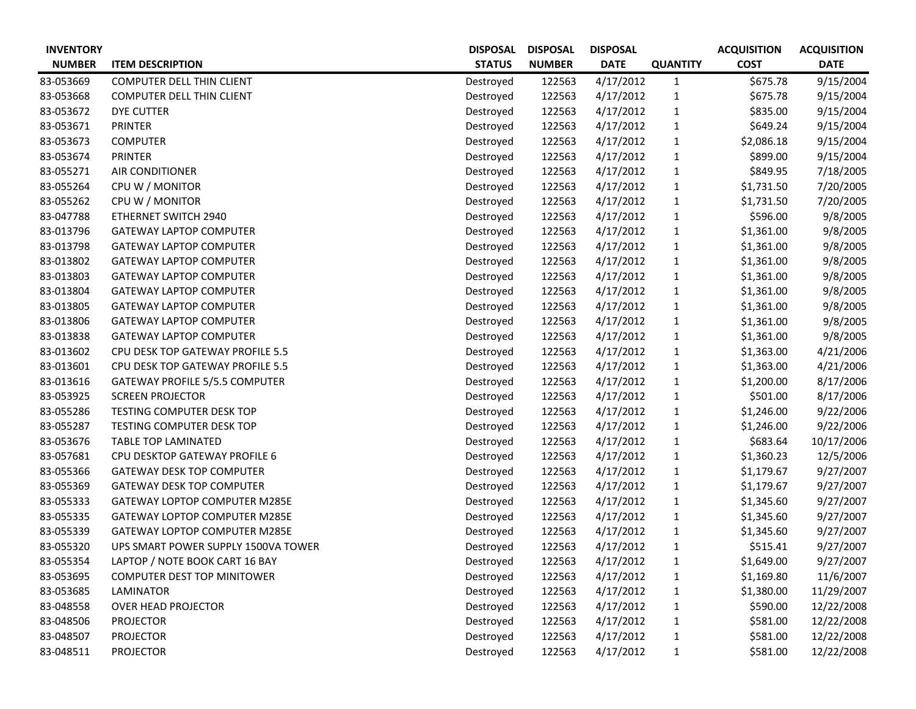| INVENTORY NUMBER | ITEM DESCRIPTION | DISPOSAL STATUS | DISPOSAL NUMBER | DISPOSAL DATE | QUANTITY | ACQUISITION COST | ACQUISITION DATE |
|---|---|---|---|---|---|---|---|
| 83-053669 | COMPUTER DELL THIN CLIENT | Destroyed | 122563 | 4/17/2012 | 1 | $675.78 | 9/15/2004 |
| 83-053668 | COMPUTER DELL THIN CLIENT | Destroyed | 122563 | 4/17/2012 | 1 | $675.78 | 9/15/2004 |
| 83-053672 | DYE CUTTER | Destroyed | 122563 | 4/17/2012 | 1 | $835.00 | 9/15/2004 |
| 83-053671 | PRINTER | Destroyed | 122563 | 4/17/2012 | 1 | $649.24 | 9/15/2004 |
| 83-053673 | COMPUTER | Destroyed | 122563 | 4/17/2012 | 1 | $2,086.18 | 9/15/2004 |
| 83-053674 | PRINTER | Destroyed | 122563 | 4/17/2012 | 1 | $899.00 | 9/15/2004 |
| 83-055271 | AIR CONDITIONER | Destroyed | 122563 | 4/17/2012 | 1 | $849.95 | 7/18/2005 |
| 83-055264 | CPU W / MONITOR | Destroyed | 122563 | 4/17/2012 | 1 | $1,731.50 | 7/20/2005 |
| 83-055262 | CPU W / MONITOR | Destroyed | 122563 | 4/17/2012 | 1 | $1,731.50 | 7/20/2005 |
| 83-047788 | ETHERNET SWITCH 2940 | Destroyed | 122563 | 4/17/2012 | 1 | $596.00 | 9/8/2005 |
| 83-013796 | GATEWAY LAPTOP COMPUTER | Destroyed | 122563 | 4/17/2012 | 1 | $1,361.00 | 9/8/2005 |
| 83-013798 | GATEWAY LAPTOP COMPUTER | Destroyed | 122563 | 4/17/2012 | 1 | $1,361.00 | 9/8/2005 |
| 83-013802 | GATEWAY LAPTOP COMPUTER | Destroyed | 122563 | 4/17/2012 | 1 | $1,361.00 | 9/8/2005 |
| 83-013803 | GATEWAY LAPTOP COMPUTER | Destroyed | 122563 | 4/17/2012 | 1 | $1,361.00 | 9/8/2005 |
| 83-013804 | GATEWAY LAPTOP COMPUTER | Destroyed | 122563 | 4/17/2012 | 1 | $1,361.00 | 9/8/2005 |
| 83-013805 | GATEWAY LAPTOP COMPUTER | Destroyed | 122563 | 4/17/2012 | 1 | $1,361.00 | 9/8/2005 |
| 83-013806 | GATEWAY LAPTOP COMPUTER | Destroyed | 122563 | 4/17/2012 | 1 | $1,361.00 | 9/8/2005 |
| 83-013838 | GATEWAY LAPTOP COMPUTER | Destroyed | 122563 | 4/17/2012 | 1 | $1,361.00 | 9/8/2005 |
| 83-013602 | CPU DESK TOP GATEWAY PROFILE 5.5 | Destroyed | 122563 | 4/17/2012 | 1 | $1,363.00 | 4/21/2006 |
| 83-013601 | CPU DESK TOP GATEWAY PROFILE 5.5 | Destroyed | 122563 | 4/17/2012 | 1 | $1,363.00 | 4/21/2006 |
| 83-013616 | GATEWAY PROFILE 5/5.5 COMPUTER | Destroyed | 122563 | 4/17/2012 | 1 | $1,200.00 | 8/17/2006 |
| 83-053925 | SCREEN PROJECTOR | Destroyed | 122563 | 4/17/2012 | 1 | $501.00 | 8/17/2006 |
| 83-055286 | TESTING COMPUTER DESK TOP | Destroyed | 122563 | 4/17/2012 | 1 | $1,246.00 | 9/22/2006 |
| 83-055287 | TESTING COMPUTER DESK TOP | Destroyed | 122563 | 4/17/2012 | 1 | $1,246.00 | 9/22/2006 |
| 83-053676 | TABLE TOP LAMINATED | Destroyed | 122563 | 4/17/2012 | 1 | $683.64 | 10/17/2006 |
| 83-057681 | CPU DESKTOP GATEWAY PROFILE 6 | Destroyed | 122563 | 4/17/2012 | 1 | $1,360.23 | 12/5/2006 |
| 83-055366 | GATEWAY DESK TOP COMPUTER | Destroyed | 122563 | 4/17/2012 | 1 | $1,179.67 | 9/27/2007 |
| 83-055369 | GATEWAY DESK TOP COMPUTER | Destroyed | 122563 | 4/17/2012 | 1 | $1,179.67 | 9/27/2007 |
| 83-055333 | GATEWAY LOPTOP COMPUTER M285E | Destroyed | 122563 | 4/17/2012 | 1 | $1,345.60 | 9/27/2007 |
| 83-055335 | GATEWAY LOPTOP COMPUTER M285E | Destroyed | 122563 | 4/17/2012 | 1 | $1,345.60 | 9/27/2007 |
| 83-055339 | GATEWAY LOPTOP COMPUTER M285E | Destroyed | 122563 | 4/17/2012 | 1 | $1,345.60 | 9/27/2007 |
| 83-055320 | UPS SMART POWER SUPPLY 1500VA TOWER | Destroyed | 122563 | 4/17/2012 | 1 | $515.41 | 9/27/2007 |
| 83-055354 | LAPTOP / NOTE BOOK CART 16 BAY | Destroyed | 122563 | 4/17/2012 | 1 | $1,649.00 | 9/27/2007 |
| 83-053695 | COMPUTER DEST TOP MINITOWER | Destroyed | 122563 | 4/17/2012 | 1 | $1,169.80 | 11/6/2007 |
| 83-053685 | LAMINATOR | Destroyed | 122563 | 4/17/2012 | 1 | $1,380.00 | 11/29/2007 |
| 83-048558 | OVER HEAD PROJECTOR | Destroyed | 122563 | 4/17/2012 | 1 | $590.00 | 12/22/2008 |
| 83-048506 | PROJECTOR | Destroyed | 122563 | 4/17/2012 | 1 | $581.00 | 12/22/2008 |
| 83-048507 | PROJECTOR | Destroyed | 122563 | 4/17/2012 | 1 | $581.00 | 12/22/2008 |
| 83-048511 | PROJECTOR | Destroyed | 122563 | 4/17/2012 | 1 | $581.00 | 12/22/2008 |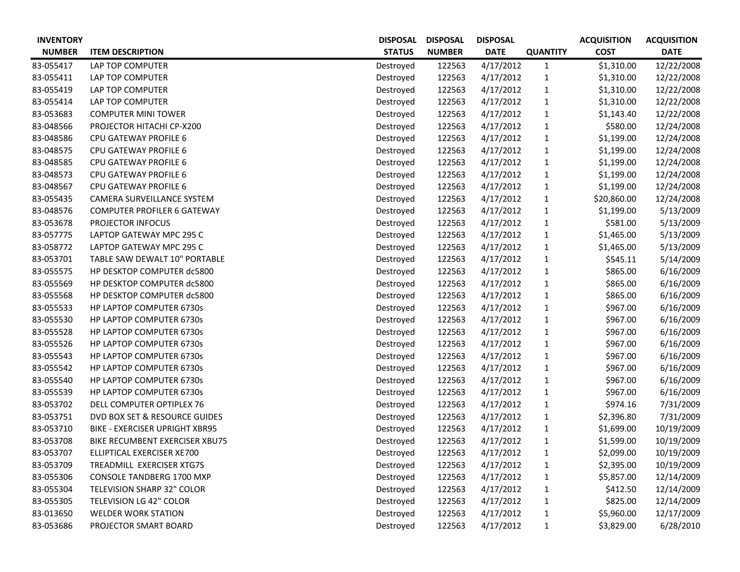| INVENTORY NUMBER | ITEM DESCRIPTION | DISPOSAL STATUS | DISPOSAL NUMBER | DISPOSAL DATE | QUANTITY | ACQUISITION COST | ACQUISITION DATE |
|---|---|---|---|---|---|---|---|
| 83-055417 | LAP TOP COMPUTER | Destroyed | 122563 | 4/17/2012 | 1 | $1,310.00 | 12/22/2008 |
| 83-055411 | LAP TOP COMPUTER | Destroyed | 122563 | 4/17/2012 | 1 | $1,310.00 | 12/22/2008 |
| 83-055419 | LAP TOP COMPUTER | Destroyed | 122563 | 4/17/2012 | 1 | $1,310.00 | 12/22/2008 |
| 83-055414 | LAP TOP COMPUTER | Destroyed | 122563 | 4/17/2012 | 1 | $1,310.00 | 12/22/2008 |
| 83-053683 | COMPUTER MINI TOWER | Destroyed | 122563 | 4/17/2012 | 1 | $1,143.40 | 12/22/2008 |
| 83-048566 | PROJECTOR HITACHI CP-X200 | Destroyed | 122563 | 4/17/2012 | 1 | $580.00 | 12/24/2008 |
| 83-048586 | CPU GATEWAY PROFILE 6 | Destroyed | 122563 | 4/17/2012 | 1 | $1,199.00 | 12/24/2008 |
| 83-048575 | CPU GATEWAY PROFILE 6 | Destroyed | 122563 | 4/17/2012 | 1 | $1,199.00 | 12/24/2008 |
| 83-048585 | CPU GATEWAY PROFILE 6 | Destroyed | 122563 | 4/17/2012 | 1 | $1,199.00 | 12/24/2008 |
| 83-048573 | CPU GATEWAY PROFILE 6 | Destroyed | 122563 | 4/17/2012 | 1 | $1,199.00 | 12/24/2008 |
| 83-048567 | CPU GATEWAY PROFILE 6 | Destroyed | 122563 | 4/17/2012 | 1 | $1,199.00 | 12/24/2008 |
| 83-055435 | CAMERA SURVEILLANCE SYSTEM | Destroyed | 122563 | 4/17/2012 | 1 | $20,860.00 | 12/24/2008 |
| 83-048576 | COMPUTER PROFILER 6 GATEWAY | Destroyed | 122563 | 4/17/2012 | 1 | $1,199.00 | 5/13/2009 |
| 83-053678 | PROJECTOR INFOCUS | Destroyed | 122563 | 4/17/2012 | 1 | $581.00 | 5/13/2009 |
| 83-057775 | LAPTOP GATEWAY MPC 295 C | Destroyed | 122563 | 4/17/2012 | 1 | $1,465.00 | 5/13/2009 |
| 83-058772 | LAPTOP GATEWAY MPC 295 C | Destroyed | 122563 | 4/17/2012 | 1 | $1,465.00 | 5/13/2009 |
| 83-053701 | TABLE SAW DEWALT 10" PORTABLE | Destroyed | 122563 | 4/17/2012 | 1 | $545.11 | 5/14/2009 |
| 83-055575 | HP DESKTOP COMPUTER dc5800 | Destroyed | 122563 | 4/17/2012 | 1 | $865.00 | 6/16/2009 |
| 83-055569 | HP DESKTOP COMPUTER dc5800 | Destroyed | 122563 | 4/17/2012 | 1 | $865.00 | 6/16/2009 |
| 83-055568 | HP DESKTOP COMPUTER dc5800 | Destroyed | 122563 | 4/17/2012 | 1 | $865.00 | 6/16/2009 |
| 83-055533 | HP LAPTOP COMPUTER 6730s | Destroyed | 122563 | 4/17/2012 | 1 | $967.00 | 6/16/2009 |
| 83-055530 | HP LAPTOP COMPUTER 6730s | Destroyed | 122563 | 4/17/2012 | 1 | $967.00 | 6/16/2009 |
| 83-055528 | HP LAPTOP COMPUTER 6730s | Destroyed | 122563 | 4/17/2012 | 1 | $967.00 | 6/16/2009 |
| 83-055526 | HP LAPTOP COMPUTER 6730s | Destroyed | 122563 | 4/17/2012 | 1 | $967.00 | 6/16/2009 |
| 83-055543 | HP LAPTOP COMPUTER 6730s | Destroyed | 122563 | 4/17/2012 | 1 | $967.00 | 6/16/2009 |
| 83-055542 | HP LAPTOP COMPUTER 6730s | Destroyed | 122563 | 4/17/2012 | 1 | $967.00 | 6/16/2009 |
| 83-055540 | HP LAPTOP COMPUTER 6730s | Destroyed | 122563 | 4/17/2012 | 1 | $967.00 | 6/16/2009 |
| 83-055539 | HP LAPTOP COMPUTER 6730s | Destroyed | 122563 | 4/17/2012 | 1 | $967.00 | 6/16/2009 |
| 83-053702 | DELL COMPUTER OPTIPLEX 76 | Destroyed | 122563 | 4/17/2012 | 1 | $974.16 | 7/31/2009 |
| 83-053751 | DVD BOX SET & RESOURCE GUIDES | Destroyed | 122563 | 4/17/2012 | 1 | $2,396.80 | 7/31/2009 |
| 83-053710 | BIKE - EXERCISER UPRIGHT XBR95 | Destroyed | 122563 | 4/17/2012 | 1 | $1,699.00 | 10/19/2009 |
| 83-053708 | BIKE RECUMBENT EXERCISER XBU75 | Destroyed | 122563 | 4/17/2012 | 1 | $1,599.00 | 10/19/2009 |
| 83-053707 | ELLIPTICAL EXERCISER XE700 | Destroyed | 122563 | 4/17/2012 | 1 | $2,099.00 | 10/19/2009 |
| 83-053709 | TREADMILL EXERCISER XTG7S | Destroyed | 122563 | 4/17/2012 | 1 | $2,395.00 | 10/19/2009 |
| 83-055306 | CONSOLE TANDBERG 1700 MXP | Destroyed | 122563 | 4/17/2012 | 1 | $5,857.00 | 12/14/2009 |
| 83-055304 | TELEVISION SHARP 32" COLOR | Destroyed | 122563 | 4/17/2012 | 1 | $412.50 | 12/14/2009 |
| 83-055305 | TELEVISION LG 42" COLOR | Destroyed | 122563 | 4/17/2012 | 1 | $825.00 | 12/14/2009 |
| 83-013650 | WELDER WORK STATION | Destroyed | 122563 | 4/17/2012 | 1 | $5,960.00 | 12/17/2009 |
| 83-053686 | PROJECTOR SMART BOARD | Destroyed | 122563 | 4/17/2012 | 1 | $3,829.00 | 6/28/2010 |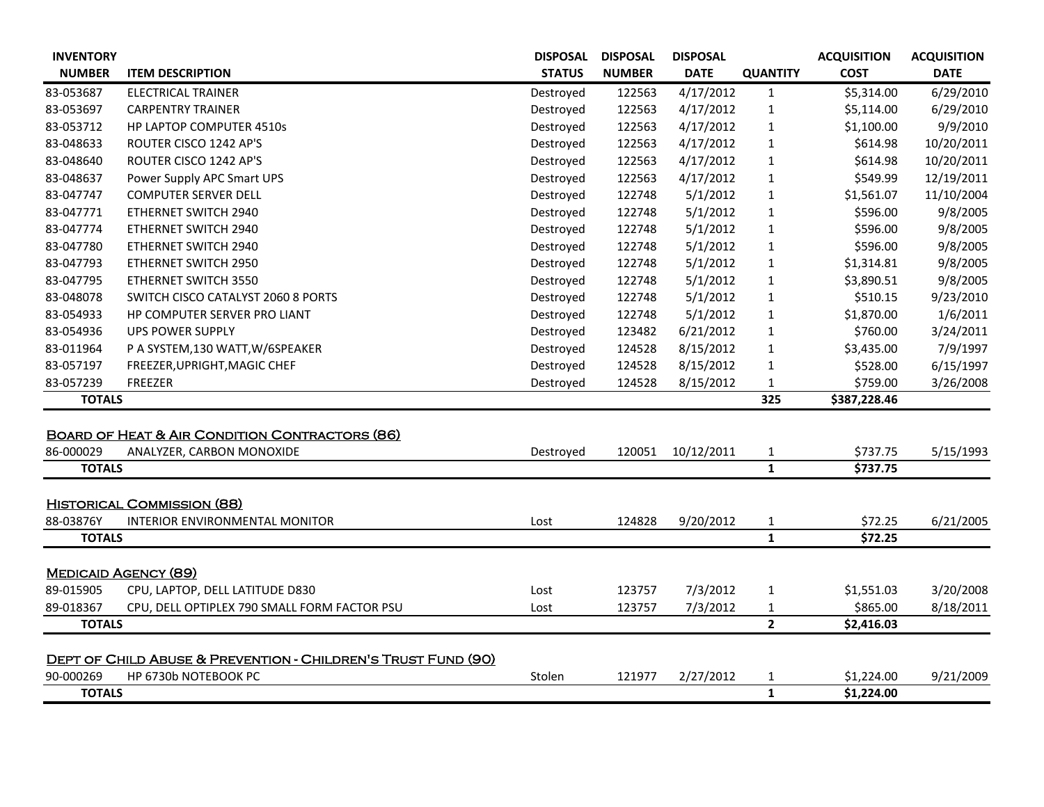| INVENTORY NUMBER | ITEM DESCRIPTION | DISPOSAL STATUS | DISPOSAL NUMBER | DISPOSAL DATE | QUANTITY | ACQUISITION COST | ACQUISITION DATE |
|---|---|---|---|---|---|---|---|
| 83-053687 | ELECTRICAL TRAINER | Destroyed | 122563 | 4/17/2012 | 1 | $5,314.00 | 6/29/2010 |
| 83-053697 | CARPENTRY TRAINER | Destroyed | 122563 | 4/17/2012 | 1 | $5,114.00 | 6/29/2010 |
| 83-053712 | HP LAPTOP COMPUTER 4510s | Destroyed | 122563 | 4/17/2012 | 1 | $1,100.00 | 9/9/2010 |
| 83-048633 | ROUTER CISCO 1242 AP'S | Destroyed | 122563 | 4/17/2012 | 1 | $614.98 | 10/20/2011 |
| 83-048640 | ROUTER CISCO 1242 AP'S | Destroyed | 122563 | 4/17/2012 | 1 | $614.98 | 10/20/2011 |
| 83-048637 | Power Supply APC Smart UPS | Destroyed | 122563 | 4/17/2012 | 1 | $549.99 | 12/19/2011 |
| 83-047747 | COMPUTER SERVER DELL | Destroyed | 122748 | 5/1/2012 | 1 | $1,561.07 | 11/10/2004 |
| 83-047771 | ETHERNET SWITCH 2940 | Destroyed | 122748 | 5/1/2012 | 1 | $596.00 | 9/8/2005 |
| 83-047774 | ETHERNET SWITCH 2940 | Destroyed | 122748 | 5/1/2012 | 1 | $596.00 | 9/8/2005 |
| 83-047780 | ETHERNET SWITCH 2940 | Destroyed | 122748 | 5/1/2012 | 1 | $596.00 | 9/8/2005 |
| 83-047793 | ETHERNET SWITCH 2950 | Destroyed | 122748 | 5/1/2012 | 1 | $1,314.81 | 9/8/2005 |
| 83-047795 | ETHERNET SWITCH 3550 | Destroyed | 122748 | 5/1/2012 | 1 | $3,890.51 | 9/8/2005 |
| 83-048078 | SWITCH CISCO CATALYST 2060 8 PORTS | Destroyed | 122748 | 5/1/2012 | 1 | $510.15 | 9/23/2010 |
| 83-054933 | HP COMPUTER SERVER PRO LIANT | Destroyed | 122748 | 5/1/2012 | 1 | $1,870.00 | 1/6/2011 |
| 83-054936 | UPS POWER SUPPLY | Destroyed | 123482 | 6/21/2012 | 1 | $760.00 | 3/24/2011 |
| 83-011964 | P A SYSTEM,130 WATT,W/6SPEAKER | Destroyed | 124528 | 8/15/2012 | 1 | $3,435.00 | 7/9/1997 |
| 83-057197 | FREEZER,UPRIGHT,MAGIC CHEF | Destroyed | 124528 | 8/15/2012 | 1 | $528.00 | 6/15/1997 |
| 83-057239 | FREEZER | Destroyed | 124528 | 8/15/2012 | 1 | $759.00 | 3/26/2008 |
| **TOTALS** | | | | | **325** | **$387,228.46** | |

**Board of Heat & Air Condition Contractors (86)**

| INVENTORY NUMBER | ITEM DESCRIPTION | DISPOSAL STATUS | DISPOSAL NUMBER | DISPOSAL DATE | QUANTITY | ACQUISITION COST | ACQUISITION DATE |
|---|---|---|---|---|---|---|---|
| 86-000029 | ANALYZER, CARBON MONOXIDE | Destroyed | 120051 | 10/12/2011 | 1 | $737.75 | 5/15/1993 |
| **TOTALS** | | | | | **1** | **$737.75** | |

**Historical Commission (88)**

| INVENTORY NUMBER | ITEM DESCRIPTION | DISPOSAL STATUS | DISPOSAL NUMBER | DISPOSAL DATE | QUANTITY | ACQUISITION COST | ACQUISITION DATE |
|---|---|---|---|---|---|---|---|
| 88-03876Y | INTERIOR ENVIRONMENTAL MONITOR | Lost | 124828 | 9/20/2012 | 1 | $72.25 | 6/21/2005 |
| **TOTALS** | | | | | **1** | **$72.25** | |

**Medicaid Agency (89)**

| INVENTORY NUMBER | ITEM DESCRIPTION | DISPOSAL STATUS | DISPOSAL NUMBER | DISPOSAL DATE | QUANTITY | ACQUISITION COST | ACQUISITION DATE |
|---|---|---|---|---|---|---|---|
| 89-015905 | CPU, LAPTOP, DELL LATITUDE D830 | Lost | 123757 | 7/3/2012 | 1 | $1,551.03 | 3/20/2008 |
| 89-018367 | CPU, DELL OPTIPLEX 790 SMALL FORM FACTOR PSU | Lost | 123757 | 7/3/2012 | 1 | $865.00 | 8/18/2011 |
| **TOTALS** | | | | | **2** | **$2,416.03** | |

**Dept of Child Abuse & Prevention - Children's Trust Fund (90)**

| INVENTORY NUMBER | ITEM DESCRIPTION | DISPOSAL STATUS | DISPOSAL NUMBER | DISPOSAL DATE | QUANTITY | ACQUISITION COST | ACQUISITION DATE |
|---|---|---|---|---|---|---|---|
| 90-000269 | HP 6730b NOTEBOOK PC | Stolen | 121977 | 2/27/2012 | 1 | $1,224.00 | 9/21/2009 |
| **TOTALS** | | | | | **1** | **$1,224.00** | |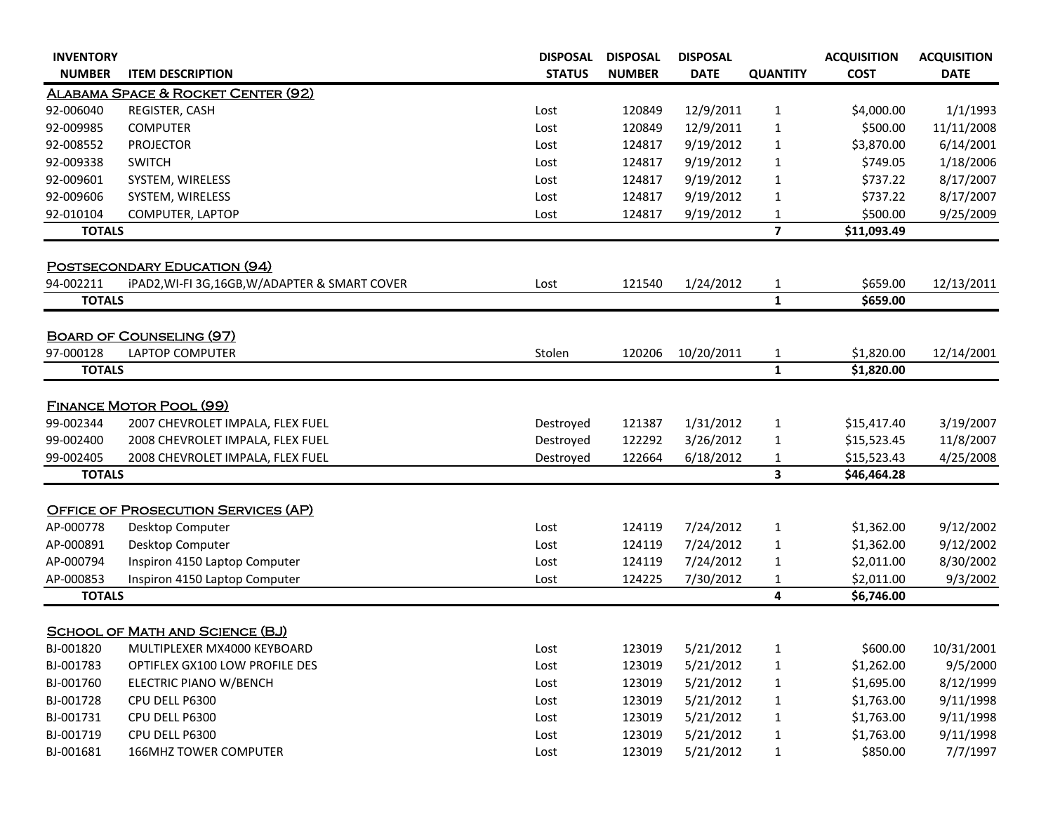| INVENTORY NUMBER | ITEM DESCRIPTION | DISPOSAL STATUS | DISPOSAL NUMBER | DISPOSAL DATE | QUANTITY | ACQUISITION COST | ACQUISITION DATE |
|---|---|---|---|---|---|---|---|
| **Alabama Space & Rocket Center (92)** | | | | | | | |
| 92-006040 | REGISTER, CASH | Lost | 120849 | 12/9/2011 | 1 | $4,000.00 | 1/1/1993 |
| 92-009985 | COMPUTER | Lost | 120849 | 12/9/2011 | 1 | $500.00 | 11/11/2008 |
| 92-008552 | PROJECTOR | Lost | 124817 | 9/19/2012 | 1 | $3,870.00 | 6/14/2001 |
| 92-009338 | SWITCH | Lost | 124817 | 9/19/2012 | 1 | $749.05 | 1/18/2006 |
| 92-009601 | SYSTEM, WIRELESS | Lost | 124817 | 9/19/2012 | 1 | $737.22 | 8/17/2007 |
| 92-009606 | SYSTEM, WIRELESS | Lost | 124817 | 9/19/2012 | 1 | $737.22 | 8/17/2007 |
| 92-010104 | COMPUTER, LAPTOP | Lost | 124817 | 9/19/2012 | 1 | $500.00 | 9/25/2009 |
| **TOTALS** | | | | | **7** | **$11,093.49** | |
| **Postsecondary Education (94)** | | | | | | | |
| 94-002211 | iPAD2,WI-FI 3G,16GB,W/ADAPTER & SMART COVER | Lost | 121540 | 1/24/2012 | 1 | $659.00 | 12/13/2011 |
| **TOTALS** | | | | | **1** | **$659.00** | |
| **Board of Counseling (97)** | | | | | | | |
| 97-000128 | LAPTOP COMPUTER | Stolen | 120206 | 10/20/2011 | 1 | $1,820.00 | 12/14/2001 |
| **TOTALS** | | | | | **1** | **$1,820.00** | |
| **Finance Motor Pool (99)** | | | | | | | |
| 99-002344 | 2007 CHEVROLET IMPALA, FLEX FUEL | Destroyed | 121387 | 1/31/2012 | 1 | $15,417.40 | 3/19/2007 |
| 99-002400 | 2008 CHEVROLET IMPALA, FLEX FUEL | Destroyed | 122292 | 3/26/2012 | 1 | $15,523.45 | 11/8/2007 |
| 99-002405 | 2008 CHEVROLET IMPALA, FLEX FUEL | Destroyed | 122664 | 6/18/2012 | 1 | $15,523.43 | 4/25/2008 |
| **TOTALS** | | | | | **3** | **$46,464.28** | |
| **Office of Prosecution Services (AP)** | | | | | | | |
| AP-000778 | Desktop Computer | Lost | 124119 | 7/24/2012 | 1 | $1,362.00 | 9/12/2002 |
| AP-000891 | Desktop Computer | Lost | 124119 | 7/24/2012 | 1 | $1,362.00 | 9/12/2002 |
| AP-000794 | Inspiron 4150 Laptop Computer | Lost | 124119 | 7/24/2012 | 1 | $2,011.00 | 8/30/2002 |
| AP-000853 | Inspiron 4150 Laptop Computer | Lost | 124225 | 7/30/2012 | 1 | $2,011.00 | 9/3/2002 |
| **TOTALS** | | | | | **4** | **$6,746.00** | |
| **School of Math and Science (BJ)** | | | | | | | |
| BJ-001820 | MULTIPLEXER MX4000 KEYBOARD | Lost | 123019 | 5/21/2012 | 1 | $600.00 | 10/31/2001 |
| BJ-001783 | OPTIFLEX GX100 LOW PROFILE DES | Lost | 123019 | 5/21/2012 | 1 | $1,262.00 | 9/5/2000 |
| BJ-001760 | ELECTRIC PIANO W/BENCH | Lost | 123019 | 5/21/2012 | 1 | $1,695.00 | 8/12/1999 |
| BJ-001728 | CPU DELL P6300 | Lost | 123019 | 5/21/2012 | 1 | $1,763.00 | 9/11/1998 |
| BJ-001731 | CPU DELL P6300 | Lost | 123019 | 5/21/2012 | 1 | $1,763.00 | 9/11/1998 |
| BJ-001719 | CPU DELL P6300 | Lost | 123019 | 5/21/2012 | 1 | $1,763.00 | 9/11/1998 |
| BJ-001681 | 166MHZ TOWER COMPUTER | Lost | 123019 | 5/21/2012 | 1 | $850.00 | 7/7/1997 |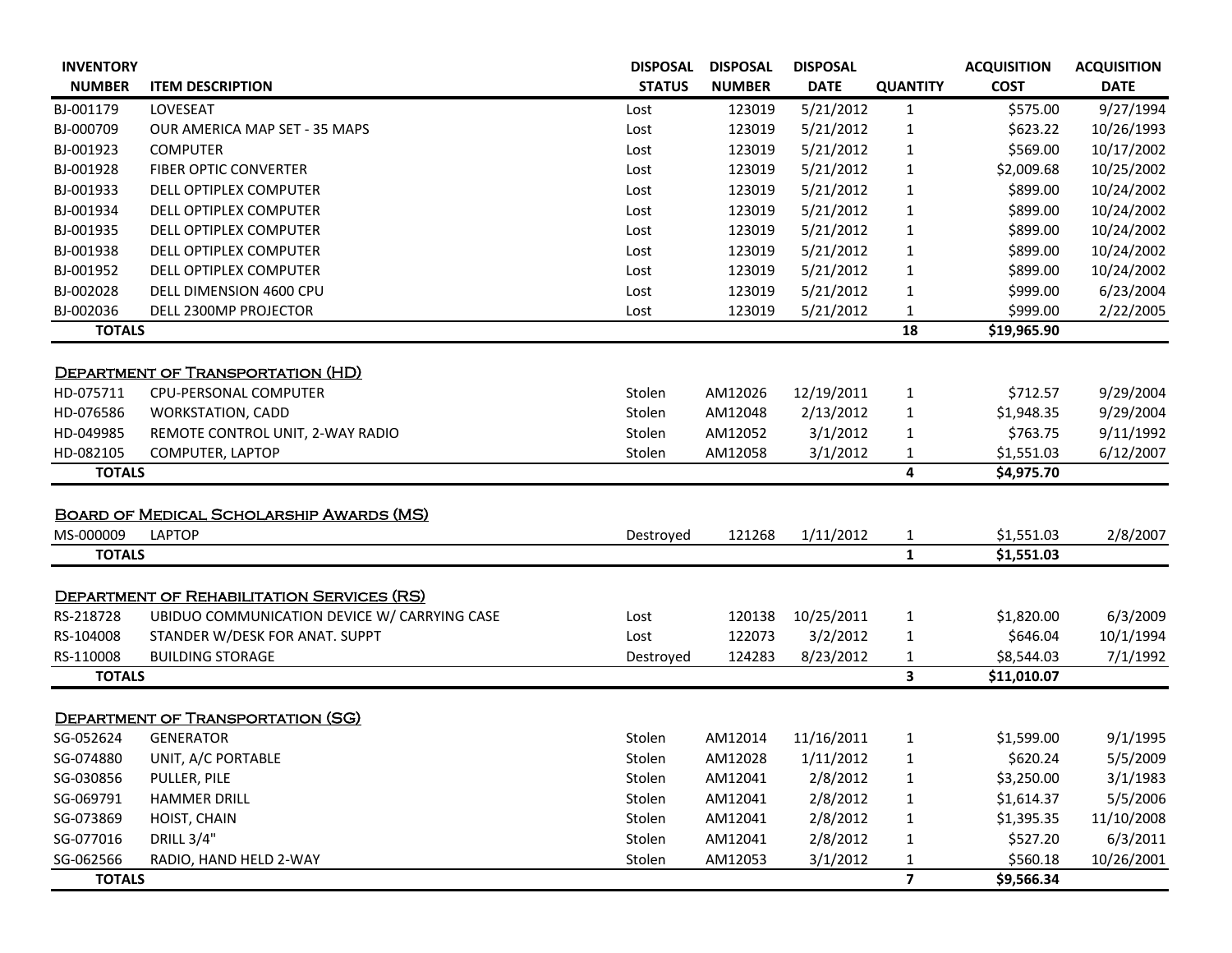| INVENTORY NUMBER | ITEM DESCRIPTION | DISPOSAL STATUS | DISPOSAL NUMBER | DISPOSAL DATE | QUANTITY | ACQUISITION COST | ACQUISITION DATE |
|---|---|---|---|---|---|---|---|
| BJ-001179 | LOVESEAT | Lost | 123019 | 5/21/2012 | 1 | $575.00 | 9/27/1994 |
| BJ-000709 | OUR AMERICA MAP SET - 35 MAPS | Lost | 123019 | 5/21/2012 | 1 | $623.22 | 10/26/1993 |
| BJ-001923 | COMPUTER | Lost | 123019 | 5/21/2012 | 1 | $569.00 | 10/17/2002 |
| BJ-001928 | FIBER OPTIC CONVERTER | Lost | 123019 | 5/21/2012 | 1 | $2,009.68 | 10/25/2002 |
| BJ-001933 | DELL OPTIPLEX COMPUTER | Lost | 123019 | 5/21/2012 | 1 | $899.00 | 10/24/2002 |
| BJ-001934 | DELL OPTIPLEX COMPUTER | Lost | 123019 | 5/21/2012 | 1 | $899.00 | 10/24/2002 |
| BJ-001935 | DELL OPTIPLEX COMPUTER | Lost | 123019 | 5/21/2012 | 1 | $899.00 | 10/24/2002 |
| BJ-001938 | DELL OPTIPLEX COMPUTER | Lost | 123019 | 5/21/2012 | 1 | $899.00 | 10/24/2002 |
| BJ-001952 | DELL OPTIPLEX COMPUTER | Lost | 123019 | 5/21/2012 | 1 | $899.00 | 10/24/2002 |
| BJ-002028 | DELL DIMENSION 4600 CPU | Lost | 123019 | 5/21/2012 | 1 | $999.00 | 6/23/2004 |
| BJ-002036 | DELL 2300MP PROJECTOR | Lost | 123019 | 5/21/2012 | 1 | $999.00 | 2/22/2005 |
| **TOTALS** | | | | | **18** | **$19,965.90** | |
| **DEPARTMENT OF TRANSPORTATION (HD)** | | | | | | | |
| HD-075711 | CPU-PERSONAL COMPUTER | Stolen | AM12026 | 12/19/2011 | 1 | $712.57 | 9/29/2004 |
| HD-076586 | WORKSTATION, CADD | Stolen | AM12048 | 2/13/2012 | 1 | $1,948.35 | 9/29/2004 |
| HD-049985 | REMOTE CONTROL UNIT, 2-WAY RADIO | Stolen | AM12052 | 3/1/2012 | 1 | $763.75 | 9/11/1992 |
| HD-082105 | COMPUTER, LAPTOP | Stolen | AM12058 | 3/1/2012 | 1 | $1,551.03 | 6/12/2007 |
| **TOTALS** | | | | | **4** | **$4,975.70** | |
| **BOARD OF MEDICAL SCHOLARSHIP AWARDS (MS)** | | | | | | | |
| MS-000009 | LAPTOP | Destroyed | 121268 | 1/11/2012 | 1 | $1,551.03 | 2/8/2007 |
| **TOTALS** | | | | | **1** | **$1,551.03** | |
| **DEPARTMENT OF REHABILITATION SERVICES (RS)** | | | | | | | |
| RS-218728 | UBIDUO COMMUNICATION DEVICE W/ CARRYING CASE | Lost | 120138 | 10/25/2011 | 1 | $1,820.00 | 6/3/2009 |
| RS-104008 | STANDER W/DESK FOR ANAT. SUPPT | Lost | 122073 | 3/2/2012 | 1 | $646.04 | 10/1/1994 |
| RS-110008 | BUILDING STORAGE | Destroyed | 124283 | 8/23/2012 | 1 | $8,544.03 | 7/1/1992 |
| **TOTALS** | | | | | **3** | **$11,010.07** | |
| **DEPARTMENT OF TRANSPORTATION (SG)** | | | | | | | |
| SG-052624 | GENERATOR | Stolen | AM12014 | 11/16/2011 | 1 | $1,599.00 | 9/1/1995 |
| SG-074880 | UNIT, A/C PORTABLE | Stolen | AM12028 | 1/11/2012 | 1 | $620.24 | 5/5/2009 |
| SG-030856 | PULLER, PILE | Stolen | AM12041 | 2/8/2012 | 1 | $3,250.00 | 3/1/1983 |
| SG-069791 | HAMMER DRILL | Stolen | AM12041 | 2/8/2012 | 1 | $1,614.37 | 5/5/2006 |
| SG-073869 | HOIST, CHAIN | Stolen | AM12041 | 2/8/2012 | 1 | $1,395.35 | 11/10/2008 |
| SG-077016 | DRILL 3/4" | Stolen | AM12041 | 2/8/2012 | 1 | $527.20 | 6/3/2011 |
| SG-062566 | RADIO, HAND HELD 2-WAY | Stolen | AM12053 | 3/1/2012 | 1 | $560.18 | 10/26/2001 |
| **TOTALS** | | | | | **7** | **$9,566.34** | |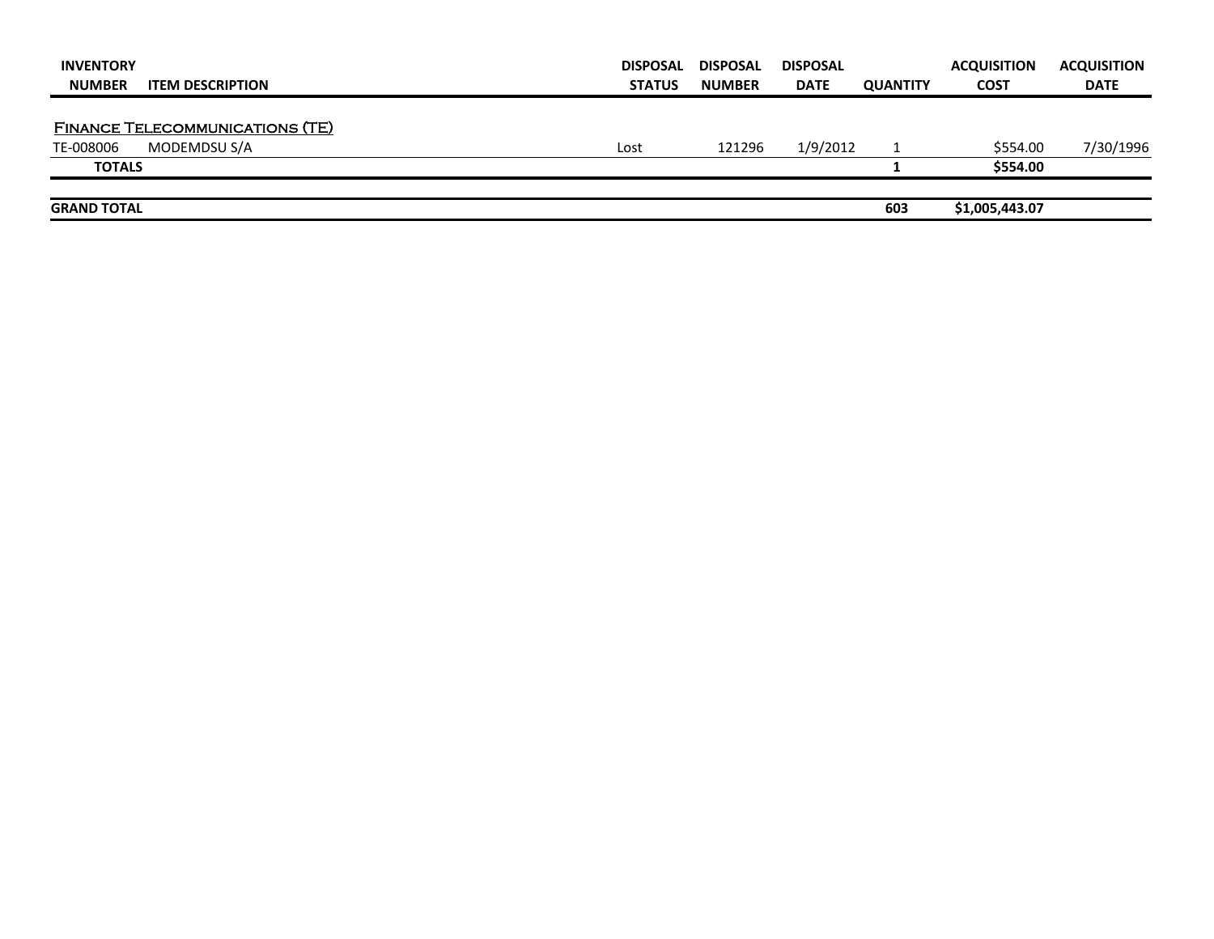| INVENTORY NUMBER | ITEM DESCRIPTION | DISPOSAL STATUS | DISPOSAL NUMBER | DISPOSAL DATE | QUANTITY | ACQUISITION COST | ACQUISITION DATE |
|---|---|---|---|---|---|---|---|
| **Finance Telecommunications (TE)** | | | | | | | |
| TE-008006 | MODEMDSU S/A | Lost | 121296 | 1/9/2012 | 1 | $554.00 | 7/30/1996 |
| **TOTALS** | | | | | **1** | **$554.00** | |
| **GRAND TOTAL** | | | | | **603** | **$1,005,443.07** | |